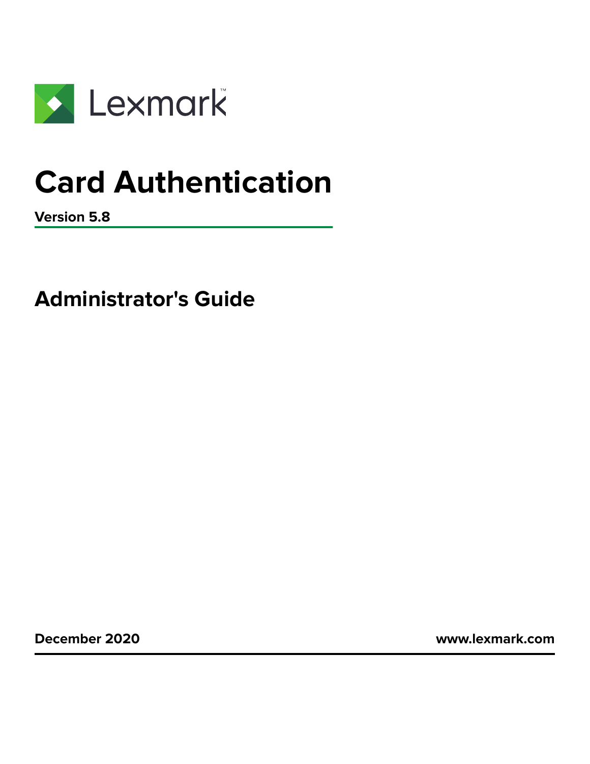Lexmark

# Card Authentication

**Version 5.8**

## Administrator's Guide

**December 2020** **www.lexmark.com**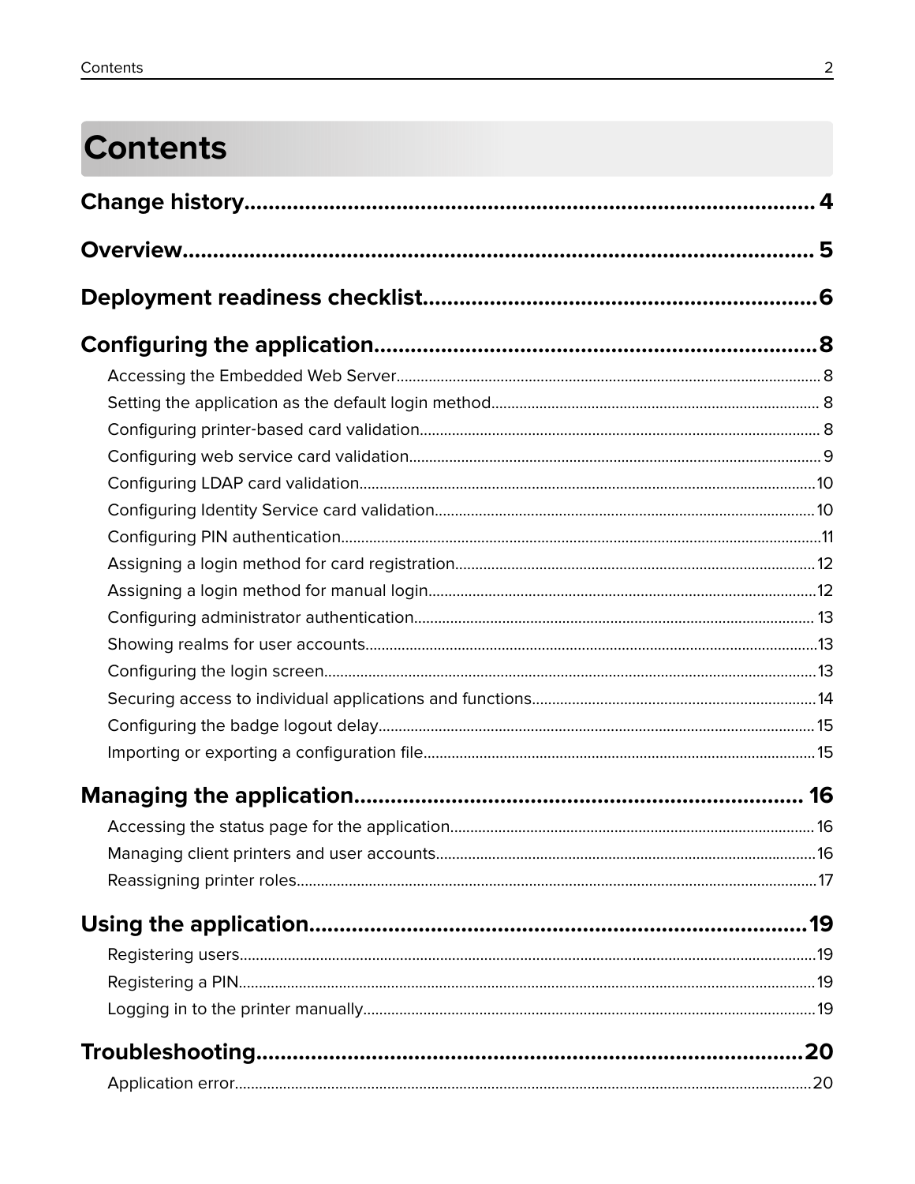# Contents

**Change history...................................................................................................4**

**Overview............................................................................................................5**

**Deployment readiness checklist.........................................................................6**

**Configuring the application................................................................................8**

- Accessing the Embedded Web Server....................................................................8
- Setting the application as the default login method.................................................8
- Configuring printer-based card validation...............................................................8
- Configuring web service card validation.................................................................9
- Configuring LDAP card validation.........................................................................10
- Configuring Identity Service card validation..........................................................10
- Configuring PIN authentication.............................................................................11
- Assigning a login method for card registration......................................................12
- Assigning a login method for manual login...........................................................12
- Configuring administrator authentication..............................................................13
- Showing realms for user accounts........................................................................13
- Configuring the login screen.................................................................................13
- Securing access to individual applications and functions......................................14
- Configuring the badge logout delay......................................................................15
- Importing or exporting a configuration file.............................................................15

**Managing the application..................................................................................16**

- Accessing the status page for the application.......................................................16
- Managing client printers and user accounts..........................................................16
- Reassigning printer roles......................................................................................17

**Using the application.........................................................................................19**

- Registering users.................................................................................................19
- Registering a PIN.................................................................................................19
- Logging in to the printer manually........................................................................19

**Troubleshooting.................................................................................................20**

- Application error...................................................................................................20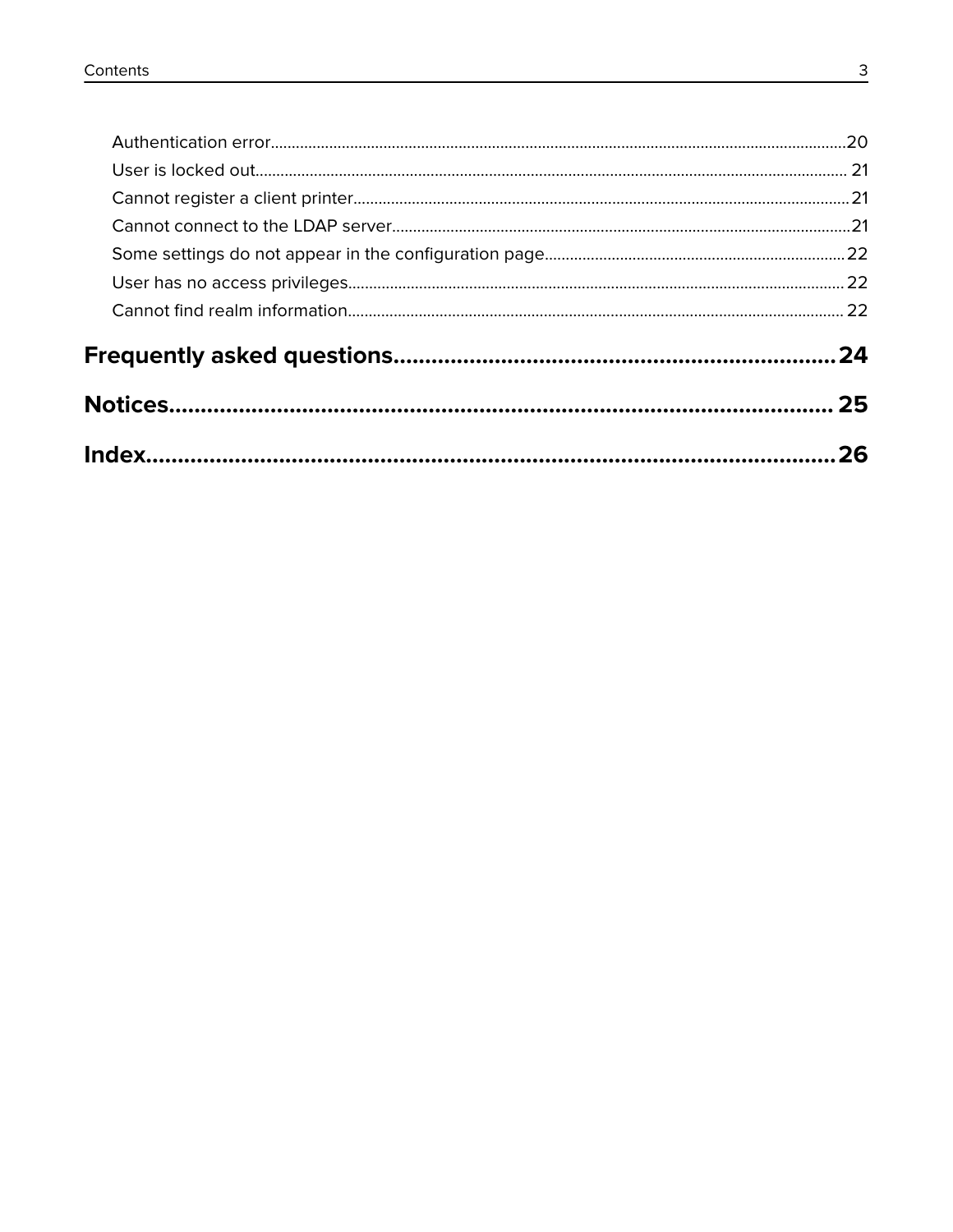Authentication error.....20

User is locked out.....21

Cannot register a client printer.....21

Cannot connect to the LDAP server.....21

Some settings do not appear in the configuration page.....22

User has no access privileges.....22

Cannot find realm information.....22

**Frequently asked questions.....24**

**Notices.....25**

**Index.....26**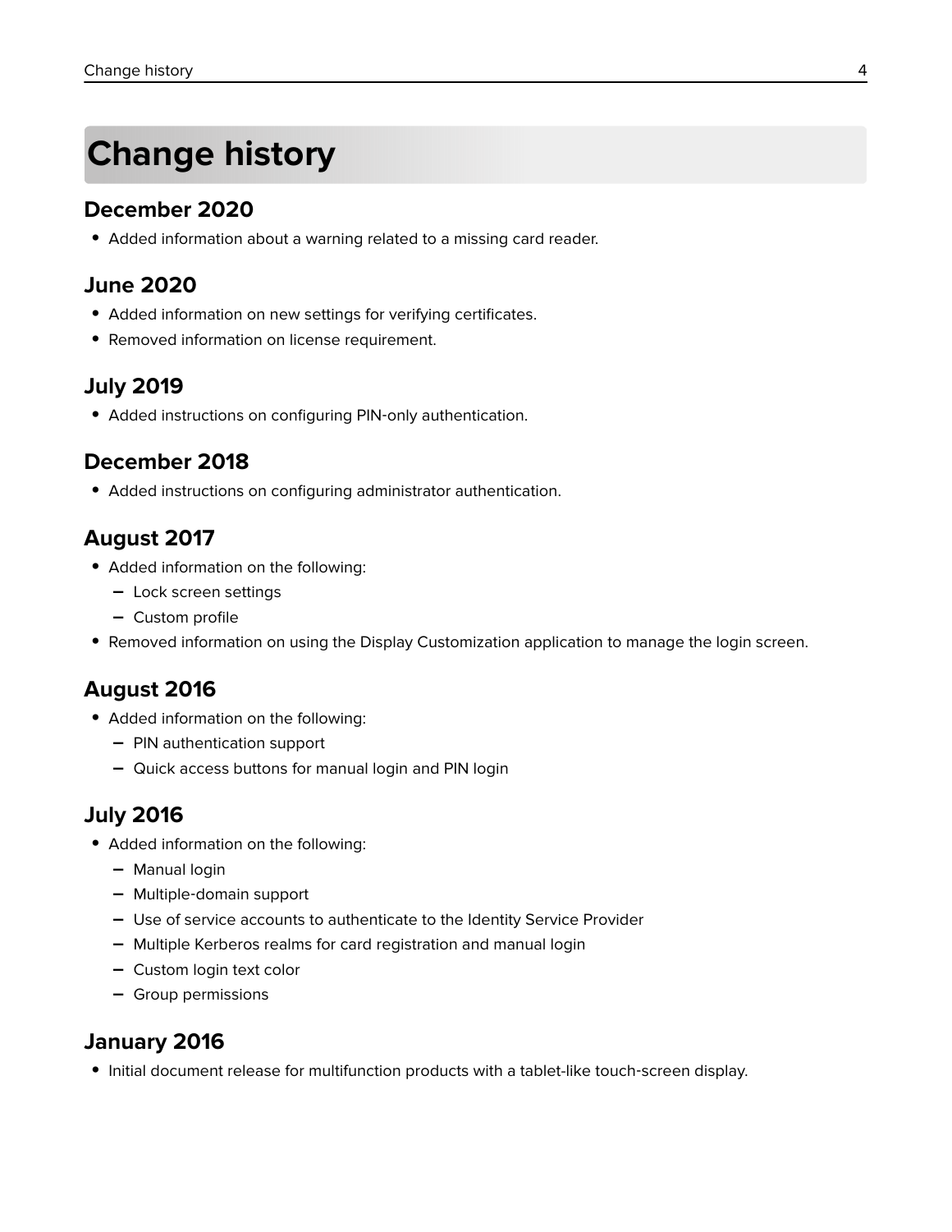# Change history

## December 2020

- Added information about a warning related to a missing card reader.

## June 2020

- Added information on new settings for verifying certificates.
- Removed information on license requirement.

## July 2019

- Added instructions on configuring PIN-only authentication.

## December 2018

- Added instructions on configuring administrator authentication.

## August 2017

- Added information on the following:
  - Lock screen settings
  - Custom profile
- Removed information on using the Display Customization application to manage the login screen.

## August 2016

- Added information on the following:
  - PIN authentication support
  - Quick access buttons for manual login and PIN login

## July 2016

- Added information on the following:
  - Manual login
  - Multiple-domain support
  - Use of service accounts to authenticate to the Identity Service Provider
  - Multiple Kerberos realms for card registration and manual login
  - Custom login text color
  - Group permissions

## January 2016

- Initial document release for multifunction products with a tablet-like touch-screen display.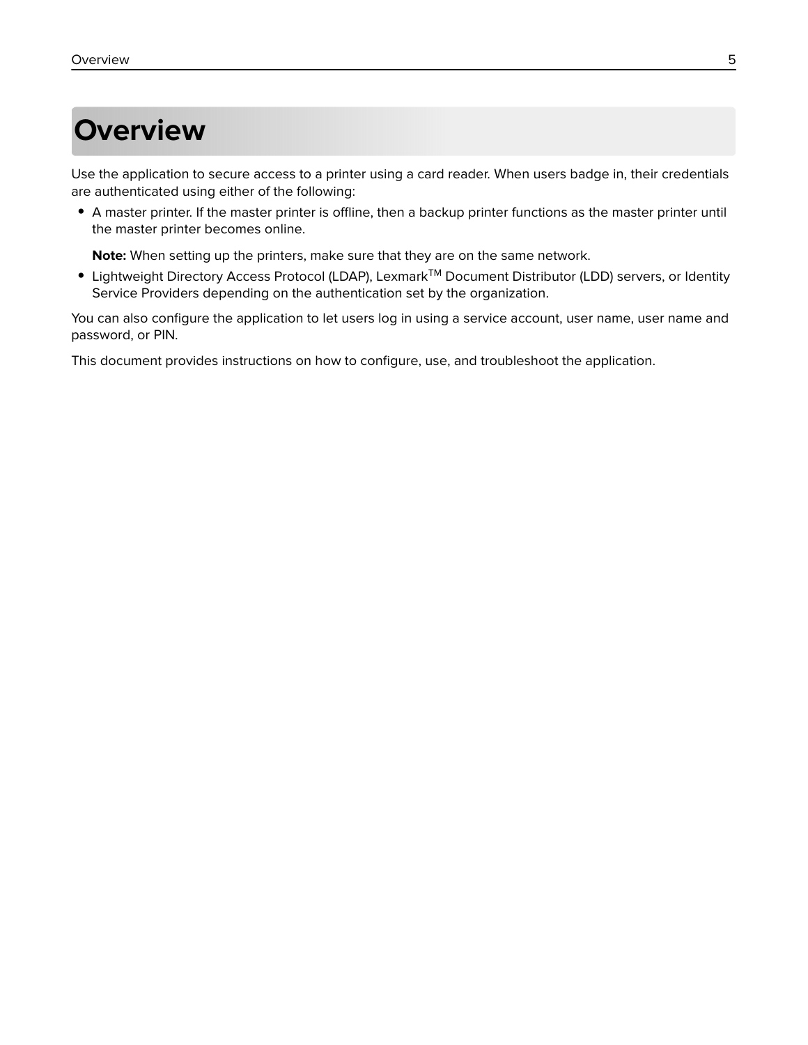# Overview

Use the application to secure access to a printer using a card reader. When users badge in, their credentials are authenticated using either of the following:

- A master printer. If the master printer is offline, then a backup printer functions as the master printer until the master printer becomes online.

  **Note:** When setting up the printers, make sure that they are on the same network.

- Lightweight Directory Access Protocol (LDAP), Lexmark™ Document Distributor (LDD) servers, or Identity Service Providers depending on the authentication set by the organization.

You can also configure the application to let users log in using a service account, user name, user name and password, or PIN.

This document provides instructions on how to configure, use, and troubleshoot the application.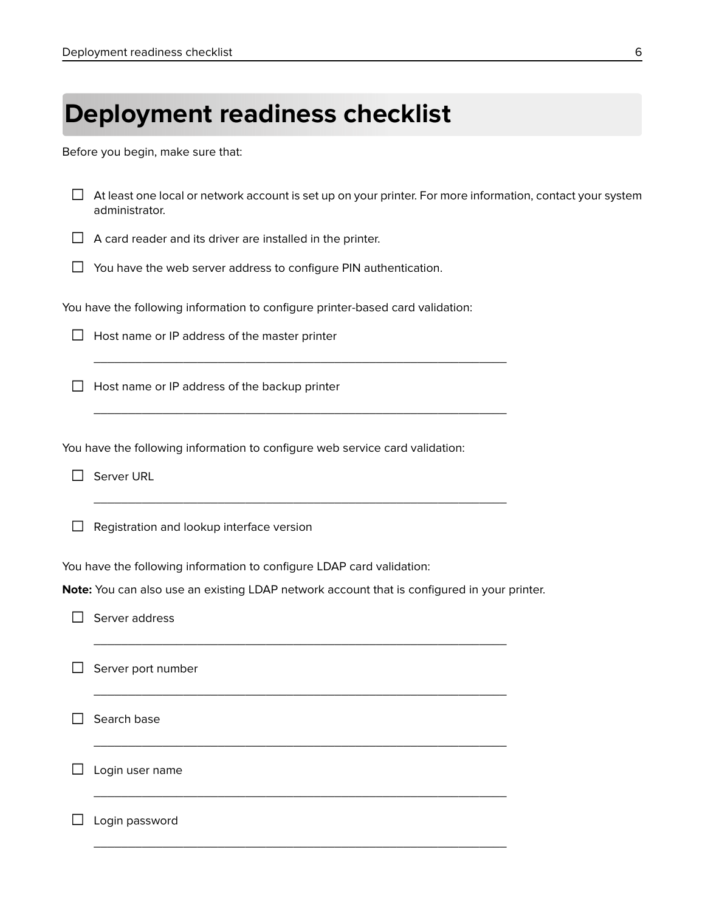# Deployment readiness checklist

Before you begin, make sure that:

- [ ] At least one local or network account is set up on your printer. For more information, contact your system administrator.
- [ ] A card reader and its driver are installed in the printer.
- [ ] You have the web server address to configure PIN authentication.

You have the following information to configure printer-based card validation:

- [ ] Host name or IP address of the master printer

  ____________________________________________

- [ ] Host name or IP address of the backup printer

  ____________________________________________

You have the following information to configure web service card validation:

- [ ] Server URL

  ____________________________________________

- [ ] Registration and lookup interface version

You have the following information to configure LDAP card validation:

**Note:** You can also use an existing LDAP network account that is configured in your printer.

- [ ] Server address

  ____________________________________________

- [ ] Server port number

  ____________________________________________

- [ ] Search base

  ____________________________________________

- [ ] Login user name

  ____________________________________________

- [ ] Login password

  ____________________________________________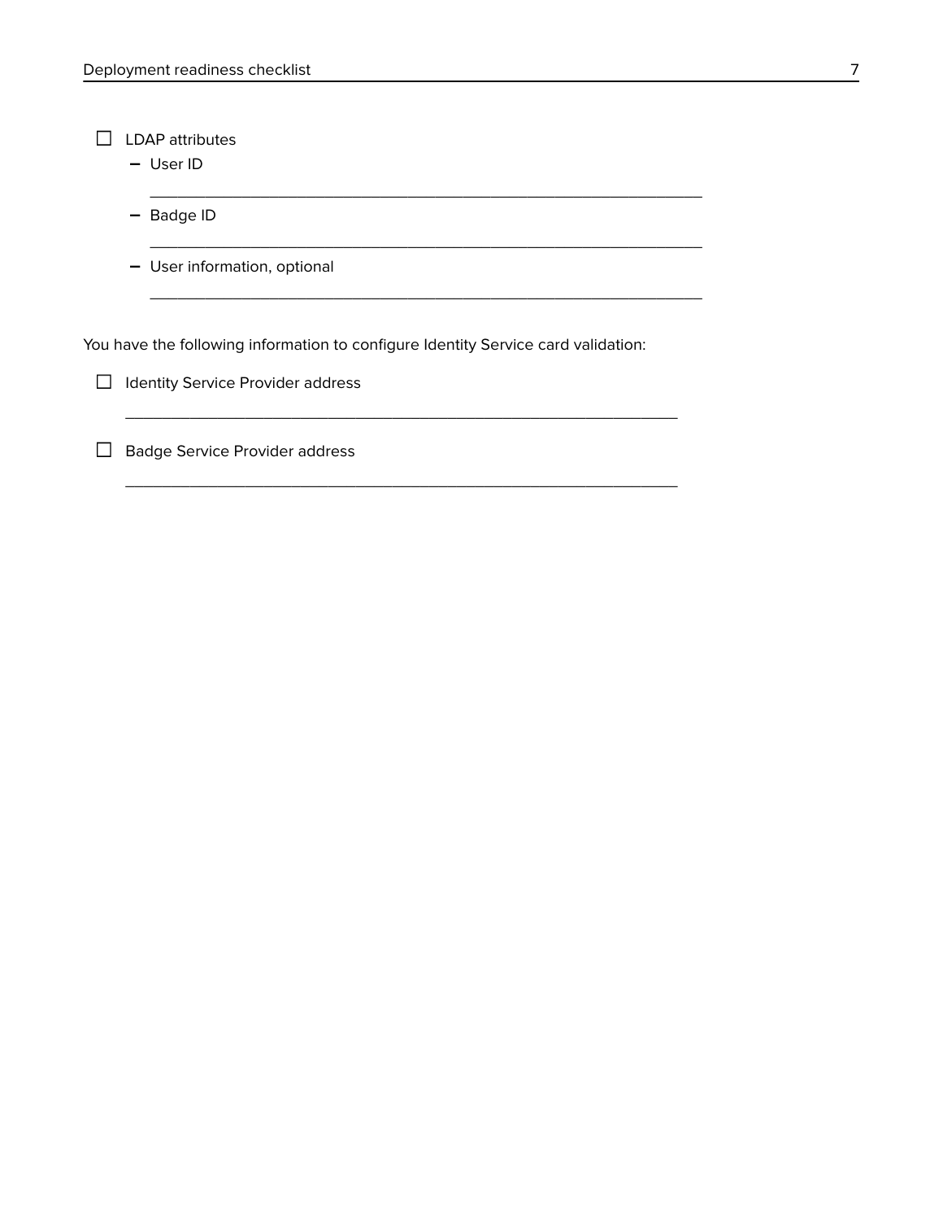- [ ] LDAP attributes
  - User ID

    ______________________________________________________________

  - Badge ID

    ______________________________________________________________

  - User information, optional

    ______________________________________________________________

You have the following information to configure Identity Service card validation:

- [ ] Identity Service Provider address

  ______________________________________________________________

- [ ] Badge Service Provider address

  ______________________________________________________________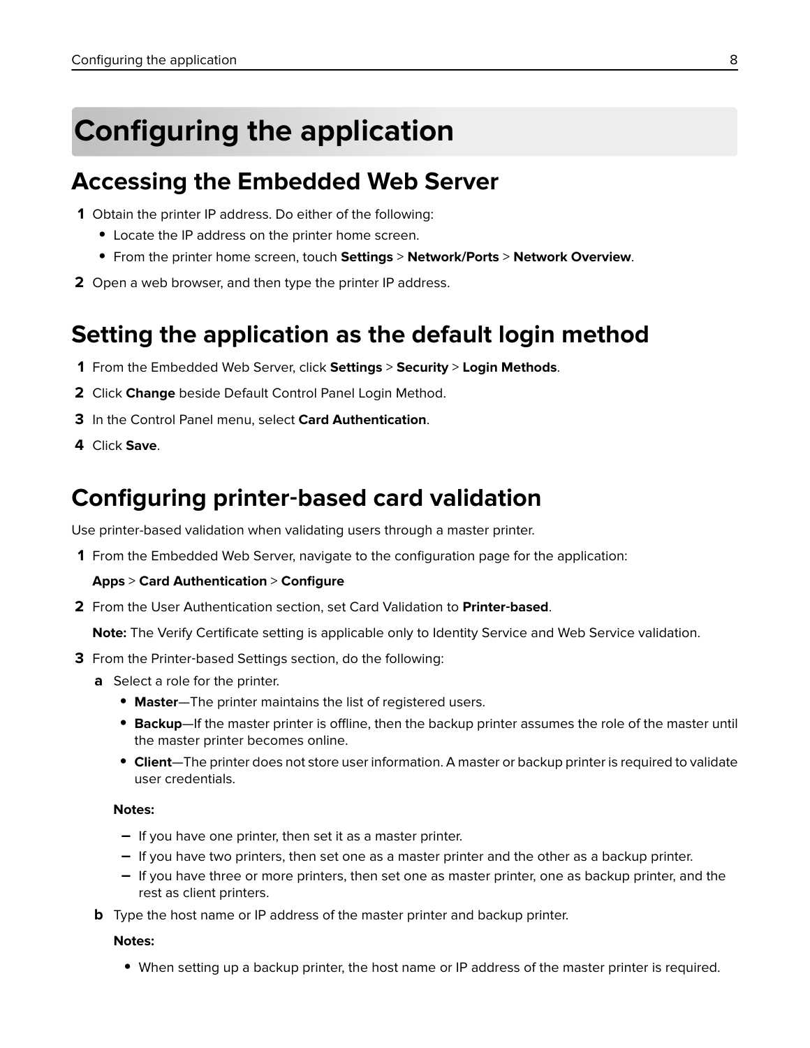# Configuring the application

## Accessing the Embedded Web Server

1. Obtain the printer IP address. Do either of the following:
   - Locate the IP address on the printer home screen.
   - From the printer home screen, touch **Settings** > **Network/Ports** > **Network Overview**.
2. Open a web browser, and then type the printer IP address.

## Setting the application as the default login method

1. From the Embedded Web Server, click **Settings** > **Security** > **Login Methods**.
2. Click **Change** beside Default Control Panel Login Method.
3. In the Control Panel menu, select **Card Authentication**.
4. Click **Save**.

## Configuring printer-based card validation

Use printer-based validation when validating users through a master printer.

1. From the Embedded Web Server, navigate to the configuration page for the application:

   **Apps** > **Card Authentication** > **Configure**
2. From the User Authentication section, set Card Validation to **Printer-based**.

   **Note:** The Verify Certificate setting is applicable only to Identity Service and Web Service validation.
3. From the Printer-based Settings section, do the following:

   a. Select a role for the printer.
   - **Master**—The printer maintains the list of registered users.
   - **Backup**—If the master printer is offline, then the backup printer assumes the role of the master until the master printer becomes online.
   - **Client**—The printer does not store user information. A master or backup printer is required to validate user credentials.

   **Notes:**

   – If you have one printer, then set it as a master printer.
   – If you have two printers, then set one as a master printer and the other as a backup printer.
   – If you have three or more printers, then set one as master printer, one as backup printer, and the rest as client printers.

   b. Type the host name or IP address of the master printer and backup printer.

   **Notes:**

   - When setting up a backup printer, the host name or IP address of the master printer is required.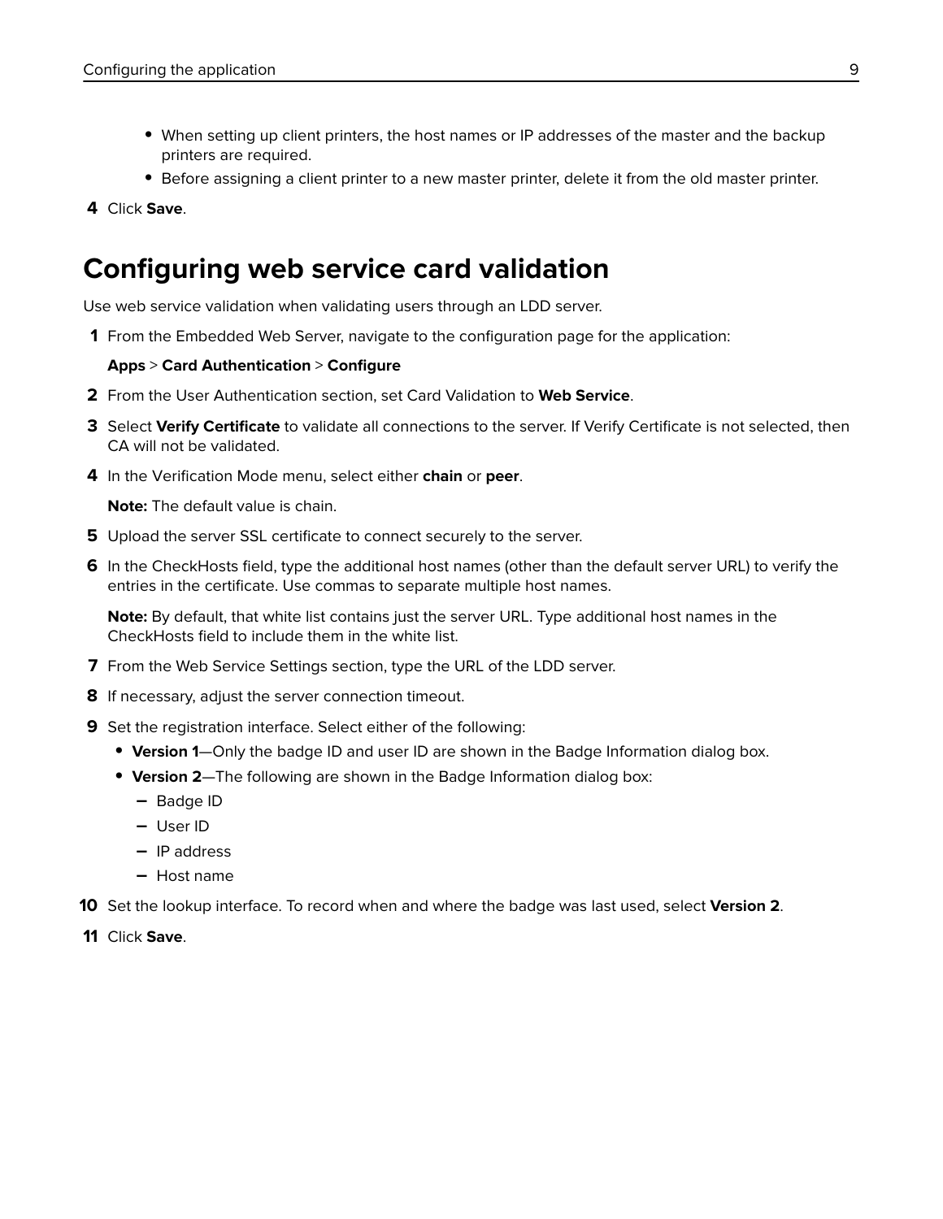- When setting up client printers, the host names or IP addresses of the master and the backup printers are required.
- Before assigning a client printer to a new master printer, delete it from the old master printer.

4. Click **Save**.

## Configuring web service card validation

Use web service validation when validating users through an LDD server.

1. From the Embedded Web Server, navigate to the configuration page for the application:

   **Apps** > **Card Authentication** > **Configure**

2. From the User Authentication section, set Card Validation to **Web Service**.
3. Select **Verify Certificate** to validate all connections to the server. If Verify Certificate is not selected, then CA will not be validated.
4. In the Verification Mode menu, select either **chain** or **peer**.

   **Note:** The default value is chain.

5. Upload the server SSL certificate to connect securely to the server.
6. In the CheckHosts field, type the additional host names (other than the default server URL) to verify the entries in the certificate. Use commas to separate multiple host names.

   **Note:** By default, that white list contains just the server URL. Type additional host names in the CheckHosts field to include them in the white list.

7. From the Web Service Settings section, type the URL of the LDD server.
8. If necessary, adjust the server connection timeout.
9. Set the registration interface. Select either of the following:
   - **Version 1**—Only the badge ID and user ID are shown in the Badge Information dialog box.
   - **Version 2**—The following are shown in the Badge Information dialog box:
     - Badge ID
     - User ID
     - IP address
     - Host name
10. Set the lookup interface. To record when and where the badge was last used, select **Version 2**.
11. Click **Save**.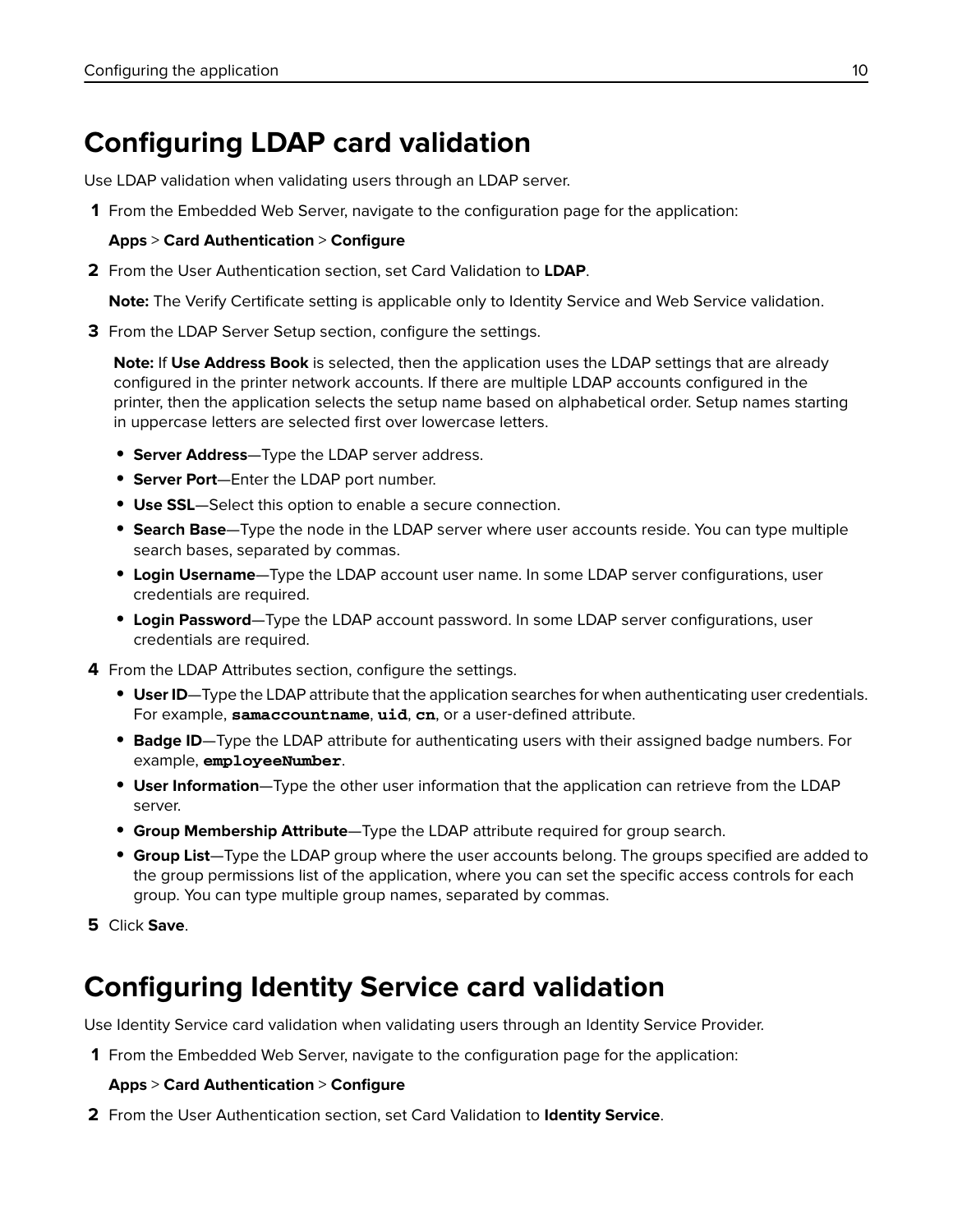# Configuring LDAP card validation

Use LDAP validation when validating users through an LDAP server.

1. From the Embedded Web Server, navigate to the configuration page for the application:

   **Apps** > **Card Authentication** > **Configure**

2. From the User Authentication section, set Card Validation to **LDAP**.

   **Note:** The Verify Certificate setting is applicable only to Identity Service and Web Service validation.

3. From the LDAP Server Setup section, configure the settings.

   **Note:** If **Use Address Book** is selected, then the application uses the LDAP settings that are already configured in the printer network accounts. If there are multiple LDAP accounts configured in the printer, then the application selects the setup name based on alphabetical order. Setup names starting in uppercase letters are selected first over lowercase letters.

   - **Server Address**—Type the LDAP server address.
   - **Server Port**—Enter the LDAP port number.
   - **Use SSL**—Select this option to enable a secure connection.
   - **Search Base**—Type the node in the LDAP server where user accounts reside. You can type multiple search bases, separated by commas.
   - **Login Username**—Type the LDAP account user name. In some LDAP server configurations, user credentials are required.
   - **Login Password**—Type the LDAP account password. In some LDAP server configurations, user credentials are required.

4. From the LDAP Attributes section, configure the settings.

   - **User ID**—Type the LDAP attribute that the application searches for when authenticating user credentials. For example, **`samaccountname`**, **`uid`**, **`cn`**, or a user-defined attribute.
   - **Badge ID**—Type the LDAP attribute for authenticating users with their assigned badge numbers. For example, **`employeeNumber`**.
   - **User Information**—Type the other user information that the application can retrieve from the LDAP server.
   - **Group Membership Attribute**—Type the LDAP attribute required for group search.
   - **Group List**—Type the LDAP group where the user accounts belong. The groups specified are added to the group permissions list of the application, where you can set the specific access controls for each group. You can type multiple group names, separated by commas.

5. Click **Save**.

# Configuring Identity Service card validation

Use Identity Service card validation when validating users through an Identity Service Provider.

1. From the Embedded Web Server, navigate to the configuration page for the application:

   **Apps** > **Card Authentication** > **Configure**

2. From the User Authentication section, set Card Validation to **Identity Service**.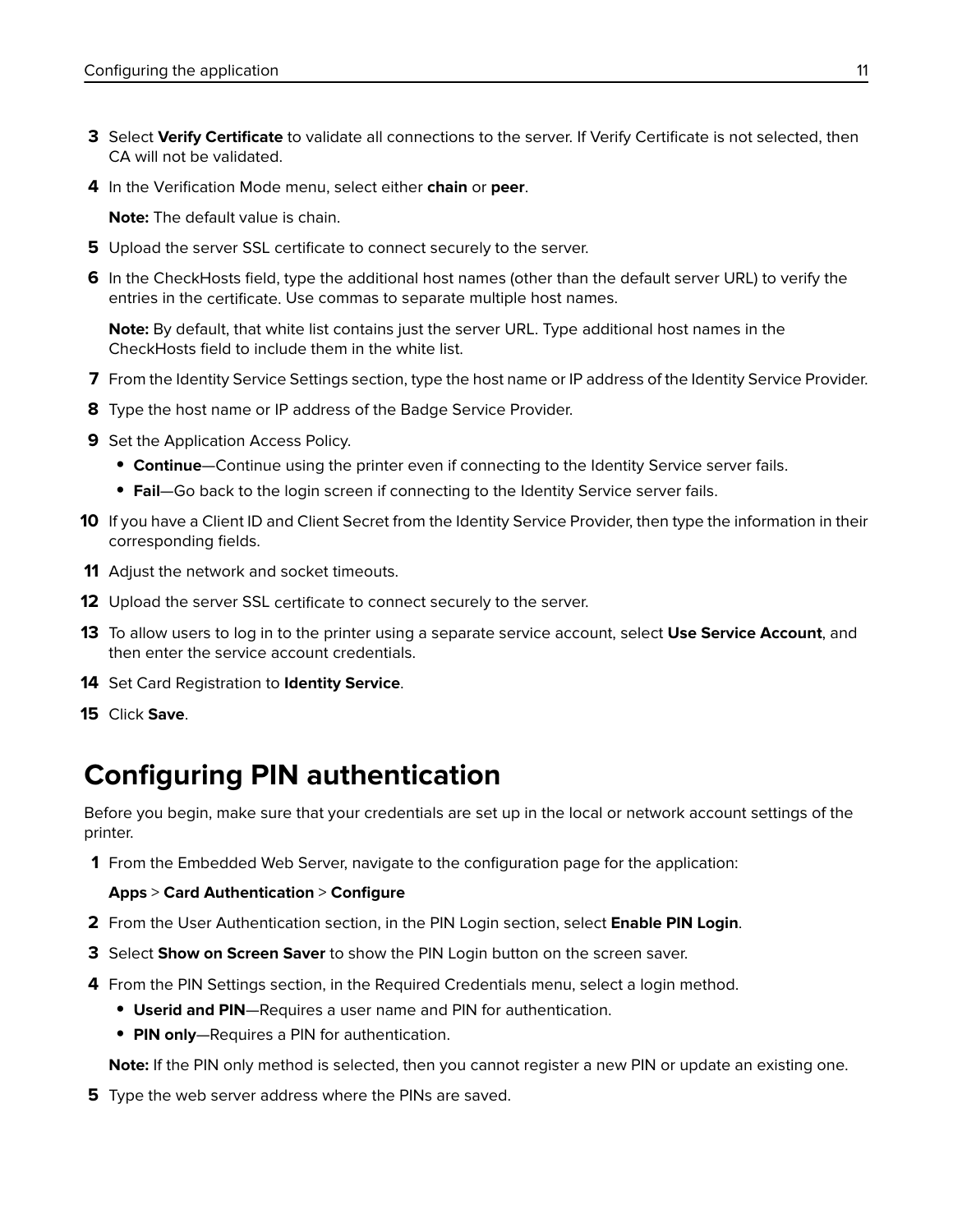3. Select **Verify Certificate** to validate all connections to the server. If Verify Certificate is not selected, then CA will not be validated.
4. In the Verification Mode menu, select either **chain** or **peer**.

   **Note:** The default value is chain.
5. Upload the server SSL certificate to connect securely to the server.
6. In the CheckHosts field, type the additional host names (other than the default server URL) to verify the entries in the certificate. Use commas to separate multiple host names.

   **Note:** By default, that white list contains just the server URL. Type additional host names in the CheckHosts field to include them in the white list.
7. From the Identity Service Settings section, type the host name or IP address of the Identity Service Provider.
8. Type the host name or IP address of the Badge Service Provider.
9. Set the Application Access Policy.
   - **Continue**—Continue using the printer even if connecting to the Identity Service server fails.
   - **Fail**—Go back to the login screen if connecting to the Identity Service server fails.
10. If you have a Client ID and Client Secret from the Identity Service Provider, then type the information in their corresponding fields.
11. Adjust the network and socket timeouts.
12. Upload the server SSL certificate to connect securely to the server.
13. To allow users to log in to the printer using a separate service account, select **Use Service Account**, and then enter the service account credentials.
14. Set Card Registration to **Identity Service**.
15. Click **Save**.

## Configuring PIN authentication

Before you begin, make sure that your credentials are set up in the local or network account settings of the printer.

1. From the Embedded Web Server, navigate to the configuration page for the application:

   **Apps** > **Card Authentication** > **Configure**
2. From the User Authentication section, in the PIN Login section, select **Enable PIN Login**.
3. Select **Show on Screen Saver** to show the PIN Login button on the screen saver.
4. From the PIN Settings section, in the Required Credentials menu, select a login method.
   - **Userid and PIN**—Requires a user name and PIN for authentication.
   - **PIN only**—Requires a PIN for authentication.

   **Note:** If the PIN only method is selected, then you cannot register a new PIN or update an existing one.
5. Type the web server address where the PINs are saved.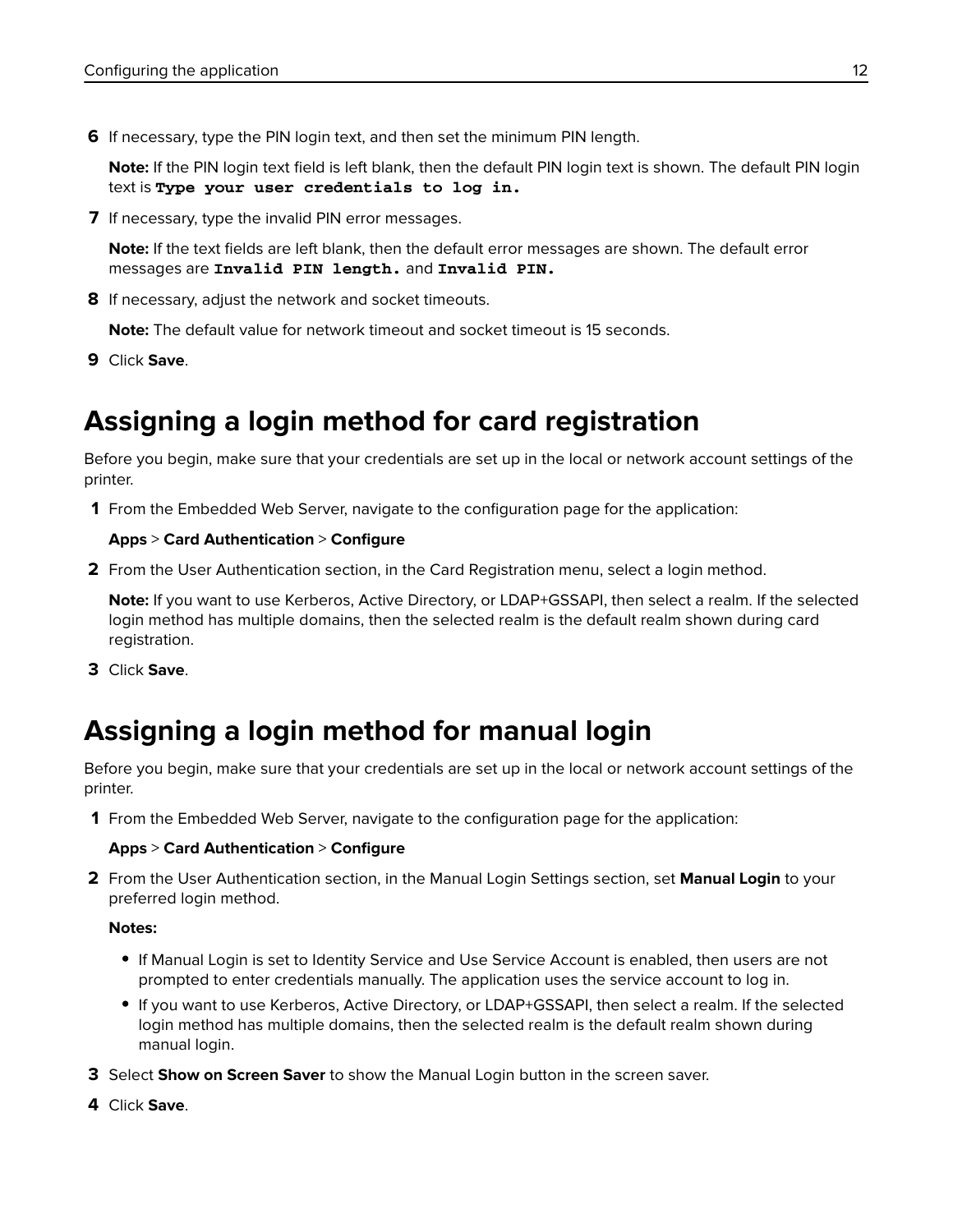6. If necessary, type the PIN login text, and then set the minimum PIN length.

   **Note:** If the PIN login text field is left blank, then the default PIN login text is shown. The default PIN login text is `Type your user credentials to log in.`

7. If necessary, type the invalid PIN error messages.

   **Note:** If the text fields are left blank, then the default error messages are shown. The default error messages are `Invalid PIN length.` and `Invalid PIN.`

8. If necessary, adjust the network and socket timeouts.

   **Note:** The default value for network timeout and socket timeout is 15 seconds.

9. Click **Save**.

## Assigning a login method for card registration

Before you begin, make sure that your credentials are set up in the local or network account settings of the printer.

1. From the Embedded Web Server, navigate to the configuration page for the application:

   **Apps** > **Card Authentication** > **Configure**

2. From the User Authentication section, in the Card Registration menu, select a login method.

   **Note:** If you want to use Kerberos, Active Directory, or LDAP+GSSAPI, then select a realm. If the selected login method has multiple domains, then the selected realm is the default realm shown during card registration.

3. Click **Save**.

## Assigning a login method for manual login

Before you begin, make sure that your credentials are set up in the local or network account settings of the printer.

1. From the Embedded Web Server, navigate to the configuration page for the application:

   **Apps** > **Card Authentication** > **Configure**

2. From the User Authentication section, in the Manual Login Settings section, set **Manual Login** to your preferred login method.

   **Notes:**

   - If Manual Login is set to Identity Service and Use Service Account is enabled, then users are not prompted to enter credentials manually. The application uses the service account to log in.
   - If you want to use Kerberos, Active Directory, or LDAP+GSSAPI, then select a realm. If the selected login method has multiple domains, then the selected realm is the default realm shown during manual login.

3. Select **Show on Screen Saver** to show the Manual Login button in the screen saver.

4. Click **Save**.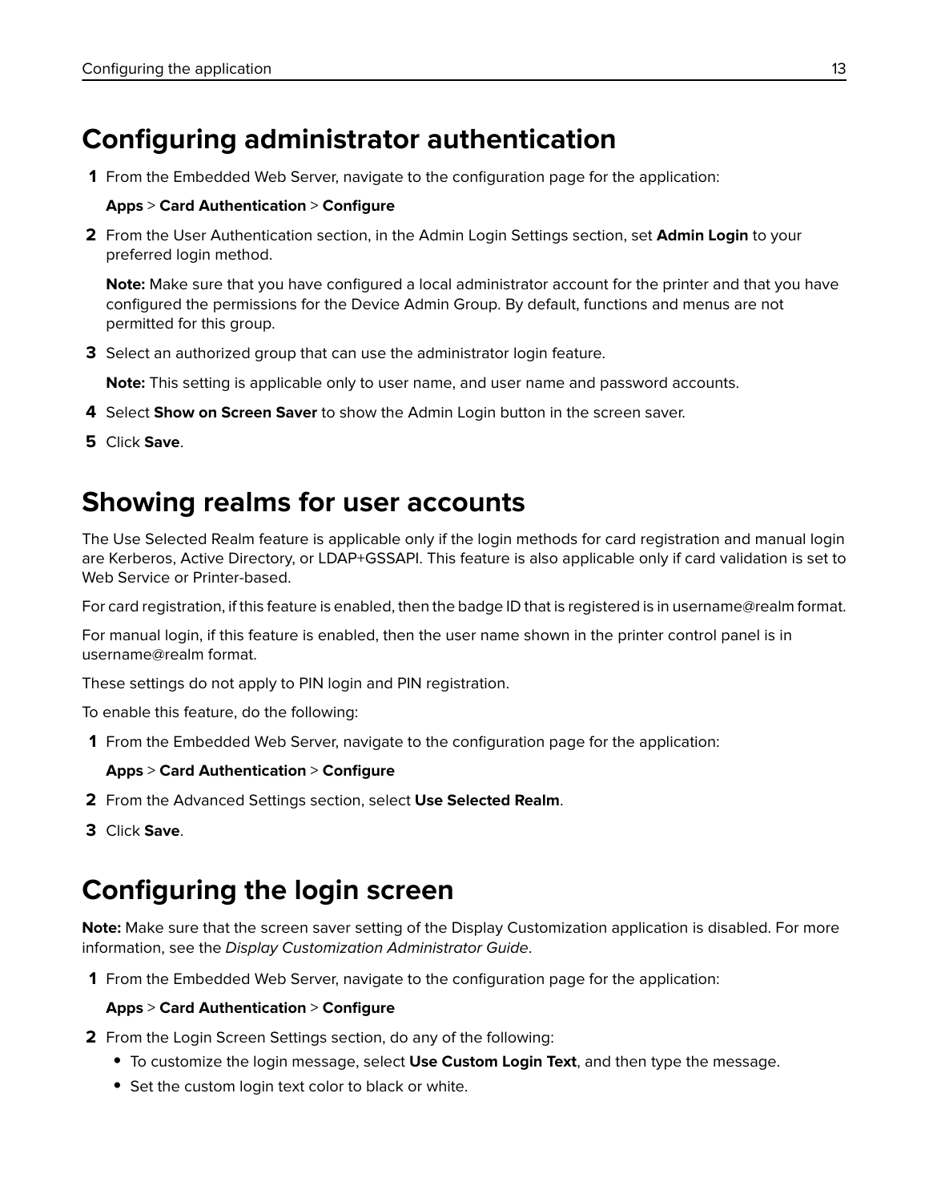# Configuring administrator authentication

1. From the Embedded Web Server, navigate to the configuration page for the application:

   **Apps** > **Card Authentication** > **Configure**

2. From the User Authentication section, in the Admin Login Settings section, set **Admin Login** to your preferred login method.

   **Note:** Make sure that you have configured a local administrator account for the printer and that you have configured the permissions for the Device Admin Group. By default, functions and menus are not permitted for this group.

3. Select an authorized group that can use the administrator login feature.

   **Note:** This setting is applicable only to user name, and user name and password accounts.

4. Select **Show on Screen Saver** to show the Admin Login button in the screen saver.
5. Click **Save**.

# Showing realms for user accounts

The Use Selected Realm feature is applicable only if the login methods for card registration and manual login are Kerberos, Active Directory, or LDAP+GSSAPI. This feature is also applicable only if card validation is set to Web Service or Printer-based.

For card registration, if this feature is enabled, then the badge ID that is registered is in username@realm format.

For manual login, if this feature is enabled, then the user name shown in the printer control panel is in username@realm format.

These settings do not apply to PIN login and PIN registration.

To enable this feature, do the following:

1. From the Embedded Web Server, navigate to the configuration page for the application:

   **Apps** > **Card Authentication** > **Configure**

2. From the Advanced Settings section, select **Use Selected Realm**.
3. Click **Save**.

# Configuring the login screen

**Note:** Make sure that the screen saver setting of the Display Customization application is disabled. For more information, see the *Display Customization Administrator Guide*.

1. From the Embedded Web Server, navigate to the configuration page for the application:

   **Apps** > **Card Authentication** > **Configure**

2. From the Login Screen Settings section, do any of the following:
   - To customize the login message, select **Use Custom Login Text**, and then type the message.
   - Set the custom login text color to black or white.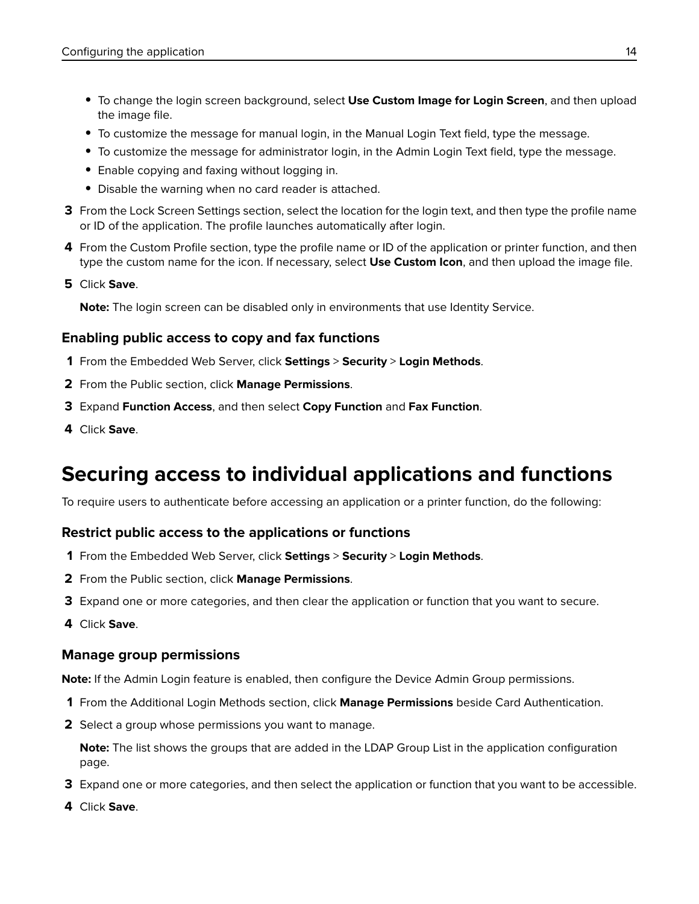- To change the login screen background, select **Use Custom Image for Login Screen**, and then upload the image file.
- To customize the message for manual login, in the Manual Login Text field, type the message.
- To customize the message for administrator login, in the Admin Login Text field, type the message.
- Enable copying and faxing without logging in.
- Disable the warning when no card reader is attached.

3. From the Lock Screen Settings section, select the location for the login text, and then type the profile name or ID of the application. The profile launches automatically after login.
4. From the Custom Profile section, type the profile name or ID of the application or printer function, and then type the custom name for the icon. If necessary, select **Use Custom Icon**, and then upload the image file.
5. Click **Save**.

   **Note:** The login screen can be disabled only in environments that use Identity Service.

### Enabling public access to copy and fax functions

1. From the Embedded Web Server, click **Settings** > **Security** > **Login Methods**.
2. From the Public section, click **Manage Permissions**.
3. Expand **Function Access**, and then select **Copy Function** and **Fax Function**.
4. Click **Save**.

## Securing access to individual applications and functions

To require users to authenticate before accessing an application or a printer function, do the following:

### Restrict public access to the applications or functions

1. From the Embedded Web Server, click **Settings** > **Security** > **Login Methods**.
2. From the Public section, click **Manage Permissions**.
3. Expand one or more categories, and then clear the application or function that you want to secure.
4. Click **Save**.

### Manage group permissions

**Note:** If the Admin Login feature is enabled, then configure the Device Admin Group permissions.

1. From the Additional Login Methods section, click **Manage Permissions** beside Card Authentication.
2. Select a group whose permissions you want to manage.

   **Note:** The list shows the groups that are added in the LDAP Group List in the application configuration page.
3. Expand one or more categories, and then select the application or function that you want to be accessible.
4. Click **Save**.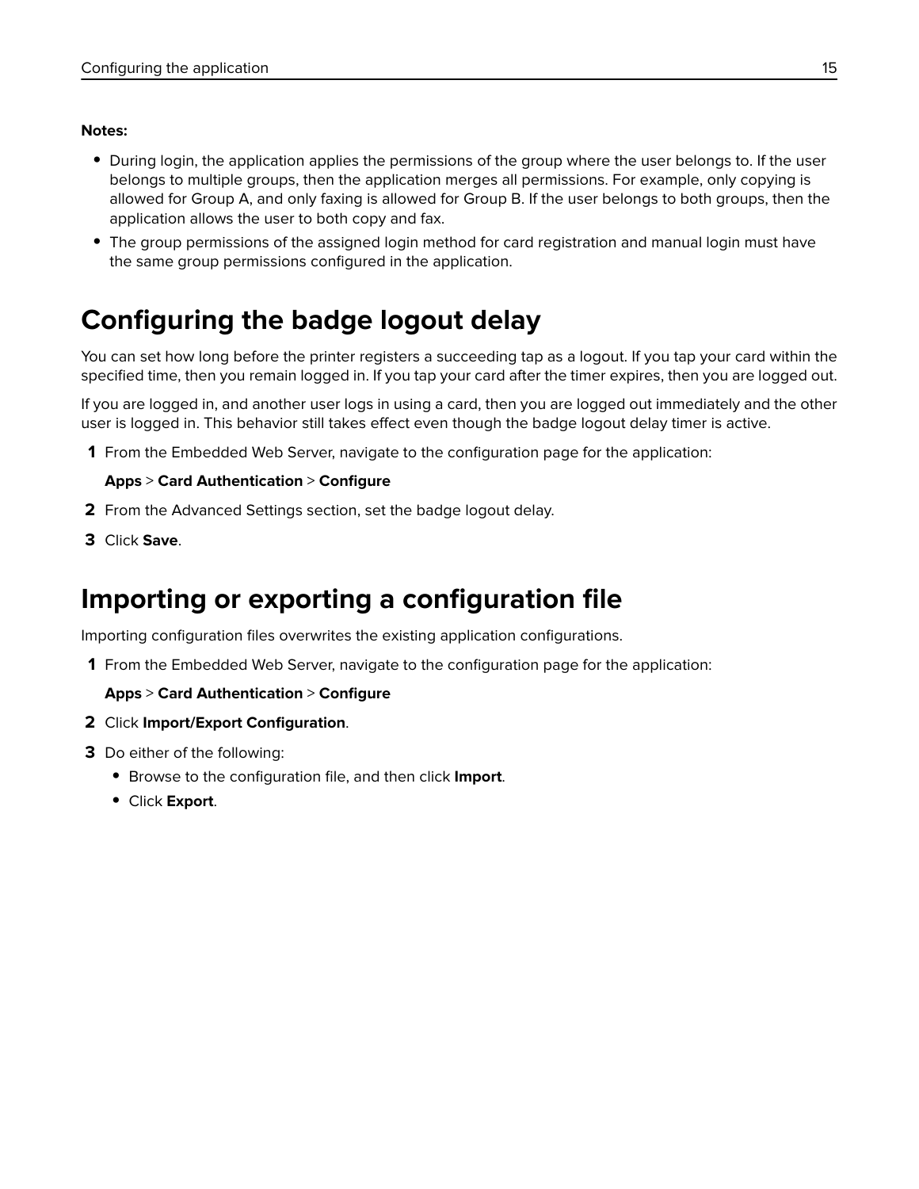**Notes:**

- During login, the application applies the permissions of the group where the user belongs to. If the user belongs to multiple groups, then the application merges all permissions. For example, only copying is allowed for Group A, and only faxing is allowed for Group B. If the user belongs to both groups, then the application allows the user to both copy and fax.
- The group permissions of the assigned login method for card registration and manual login must have the same group permissions configured in the application.

# Configuring the badge logout delay

You can set how long before the printer registers a succeeding tap as a logout. If you tap your card within the specified time, then you remain logged in. If you tap your card after the timer expires, then you are logged out.

If you are logged in, and another user logs in using a card, then you are logged out immediately and the other user is logged in. This behavior still takes effect even though the badge logout delay timer is active.

1. From the Embedded Web Server, navigate to the configuration page for the application:

   **Apps** > **Card Authentication** > **Configure**

2. From the Advanced Settings section, set the badge logout delay.
3. Click **Save**.

# Importing or exporting a configuration file

Importing configuration files overwrites the existing application configurations.

1. From the Embedded Web Server, navigate to the configuration page for the application:

   **Apps** > **Card Authentication** > **Configure**

2. Click **Import/Export Configuration**.
3. Do either of the following:
   - Browse to the configuration file, and then click **Import**.
   - Click **Export**.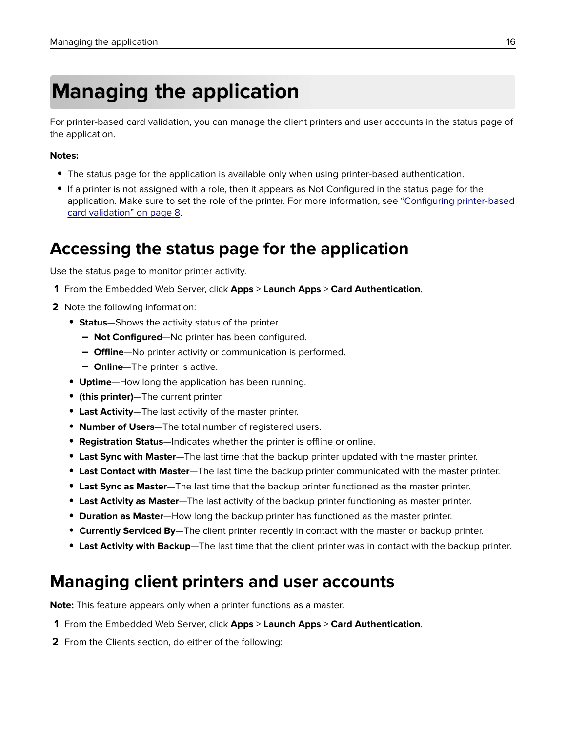# Managing the application

For printer-based card validation, you can manage the client printers and user accounts in the status page of the application.

**Notes:**

- The status page for the application is available only when using printer-based authentication.
- If a printer is not assigned with a role, then it appears as Not Configured in the status page for the application. Make sure to set the role of the printer. For more information, see "Configuring printer-based card validation" on page 8.

## Accessing the status page for the application

Use the status page to monitor printer activity.

1. From the Embedded Web Server, click **Apps** > **Launch Apps** > **Card Authentication**.
2. Note the following information:
   - **Status**—Shows the activity status of the printer.
     - **Not Configured**—No printer has been configured.
     - **Offline**—No printer activity or communication is performed.
     - **Online**—The printer is active.
   - **Uptime**—How long the application has been running.
   - **(this printer)**—The current printer.
   - **Last Activity**—The last activity of the master printer.
   - **Number of Users**—The total number of registered users.
   - **Registration Status**—Indicates whether the printer is offline or online.
   - **Last Sync with Master**—The last time that the backup printer updated with the master printer.
   - **Last Contact with Master**—The last time the backup printer communicated with the master printer.
   - **Last Sync as Master**—The last time that the backup printer functioned as the master printer.
   - **Last Activity as Master**—The last activity of the backup printer functioning as master printer.
   - **Duration as Master**—How long the backup printer has functioned as the master printer.
   - **Currently Serviced By**—The client printer recently in contact with the master or backup printer.
   - **Last Activity with Backup**—The last time that the client printer was in contact with the backup printer.

## Managing client printers and user accounts

**Note:** This feature appears only when a printer functions as a master.

1. From the Embedded Web Server, click **Apps** > **Launch Apps** > **Card Authentication**.
2. From the Clients section, do either of the following: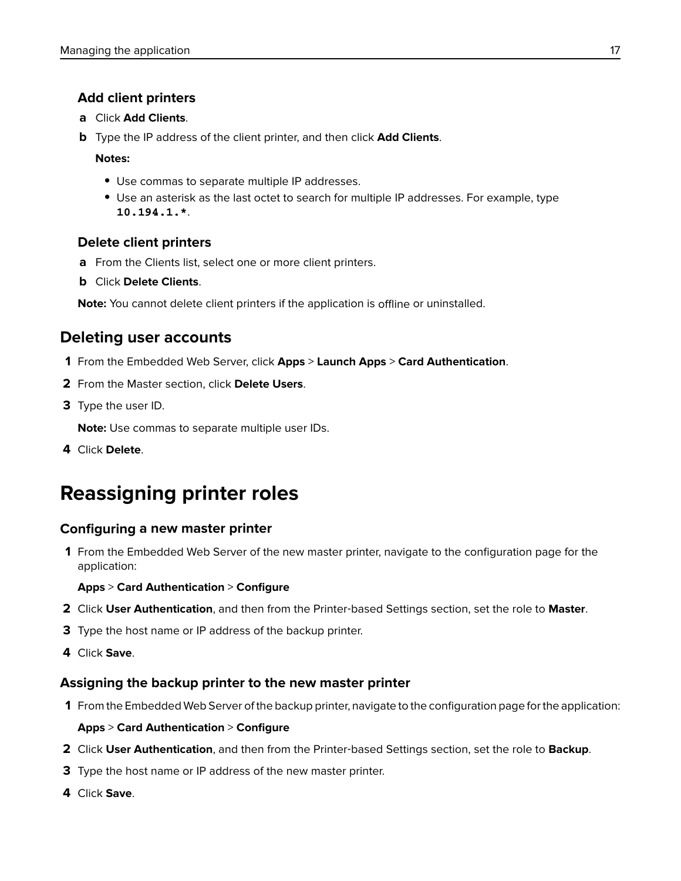### Add client printers

a. Click **Add Clients**.
b. Type the IP address of the client printer, and then click **Add Clients**.

   **Notes:**

   - Use commas to separate multiple IP addresses.
   - Use an asterisk as the last octet to search for multiple IP addresses. For example, type `10.194.1.*`.

### Delete client printers

a. From the Clients list, select one or more client printers.
b. Click **Delete Clients**.

**Note:** You cannot delete client printers if the application is offline or uninstalled.

## Deleting user accounts

1. From the Embedded Web Server, click **Apps** > **Launch Apps** > **Card Authentication**.
2. From the Master section, click **Delete Users**.
3. Type the user ID.

   **Note:** Use commas to separate multiple user IDs.

4. Click **Delete**.

# Reassigning printer roles

## Configuring a new master printer

1. From the Embedded Web Server of the new master printer, navigate to the configuration page for the application:

   **Apps** > **Card Authentication** > **Configure**

2. Click **User Authentication**, and then from the Printer-based Settings section, set the role to **Master**.
3. Type the host name or IP address of the backup printer.
4. Click **Save**.

## Assigning the backup printer to the new master printer

1. From the Embedded Web Server of the backup printer, navigate to the configuration page for the application:

   **Apps** > **Card Authentication** > **Configure**

2. Click **User Authentication**, and then from the Printer-based Settings section, set the role to **Backup**.
3. Type the host name or IP address of the new master printer.
4. Click **Save**.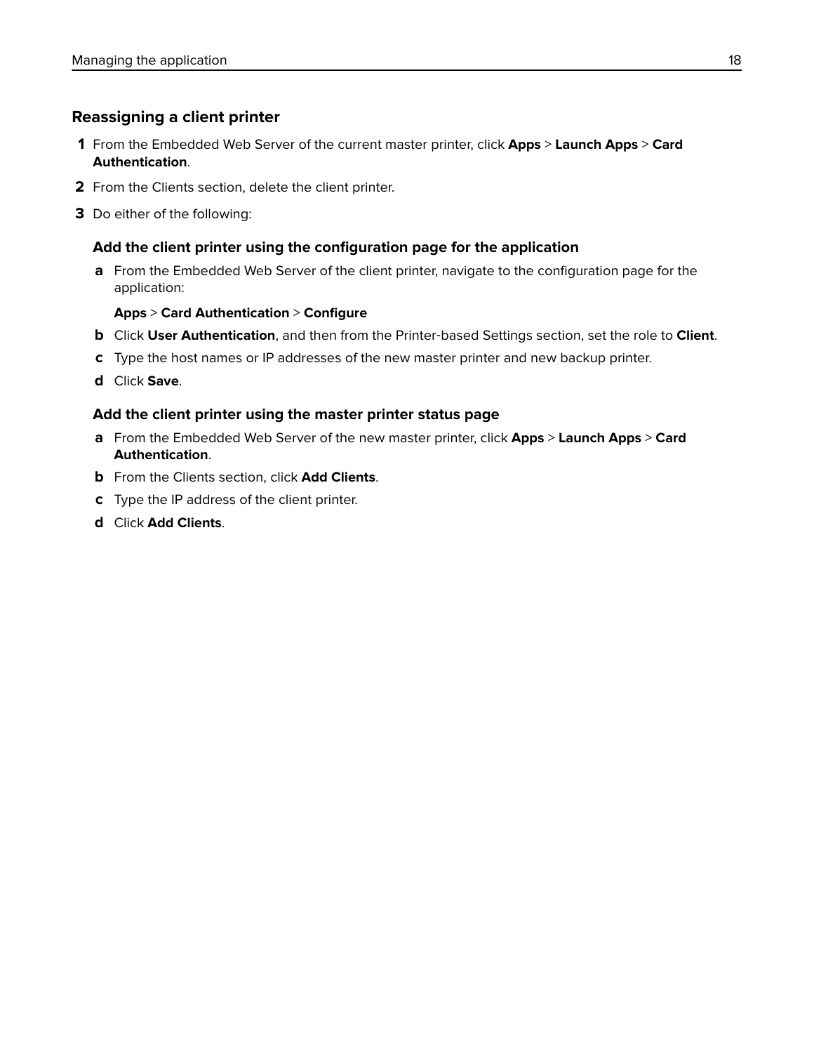## Reassigning a client printer

1. From the Embedded Web Server of the current master printer, click **Apps** > **Launch Apps** > **Card Authentication**.
2. From the Clients section, delete the client printer.
3. Do either of the following:

### Add the client printer using the configuration page for the application

a. From the Embedded Web Server of the client printer, navigate to the configuration page for the application:

   **Apps** > **Card Authentication** > **Configure**

b. Click **User Authentication**, and then from the Printer-based Settings section, set the role to **Client**.

c. Type the host names or IP addresses of the new master printer and new backup printer.

d. Click **Save**.

### Add the client printer using the master printer status page

a. From the Embedded Web Server of the new master printer, click **Apps** > **Launch Apps** > **Card Authentication**.

b. From the Clients section, click **Add Clients**.

c. Type the IP address of the client printer.

d. Click **Add Clients**.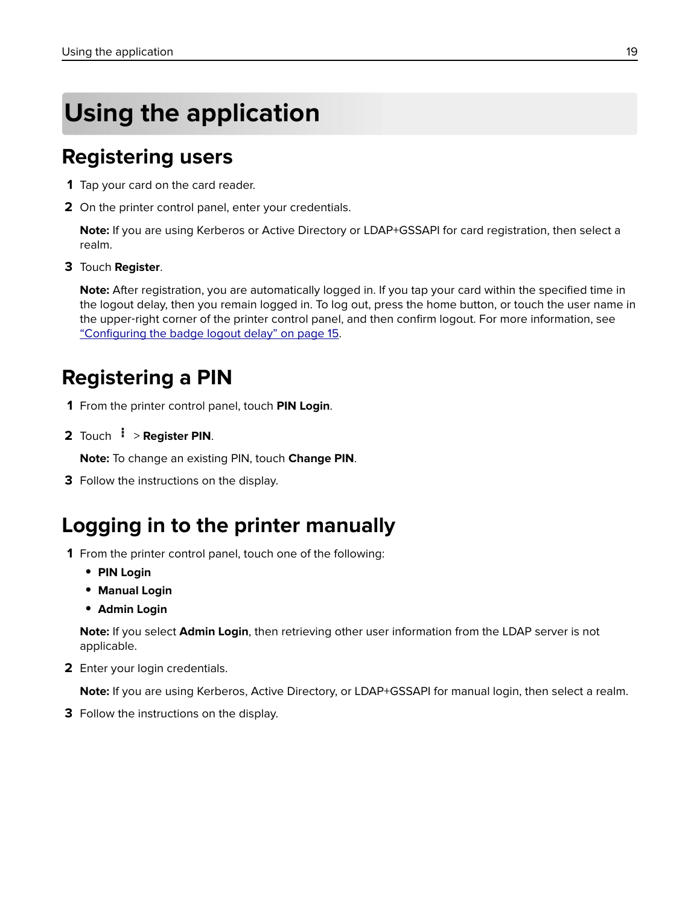# Using the application

## Registering users

1. Tap your card on the card reader.
2. On the printer control panel, enter your credentials.

   **Note:** If you are using Kerberos or Active Directory or LDAP+GSSAPI for card registration, then select a realm.

3. Touch **Register**.

   **Note:** After registration, you are automatically logged in. If you tap your card within the specified time in the logout delay, then you remain logged in. To log out, press the home button, or touch the user name in the upper-right corner of the printer control panel, and then confirm logout. For more information, see "Configuring the badge logout delay" on page 15.

## Registering a PIN

1. From the printer control panel, touch **PIN Login**.
2. Touch ⋮ > **Register PIN**.

   **Note:** To change an existing PIN, touch **Change PIN**.

3. Follow the instructions on the display.

## Logging in to the printer manually

1. From the printer control panel, touch one of the following:
   - **PIN Login**
   - **Manual Login**
   - **Admin Login**

   **Note:** If you select **Admin Login**, then retrieving other user information from the LDAP server is not applicable.

2. Enter your login credentials.

   **Note:** If you are using Kerberos, Active Directory, or LDAP+GSSAPI for manual login, then select a realm.

3. Follow the instructions on the display.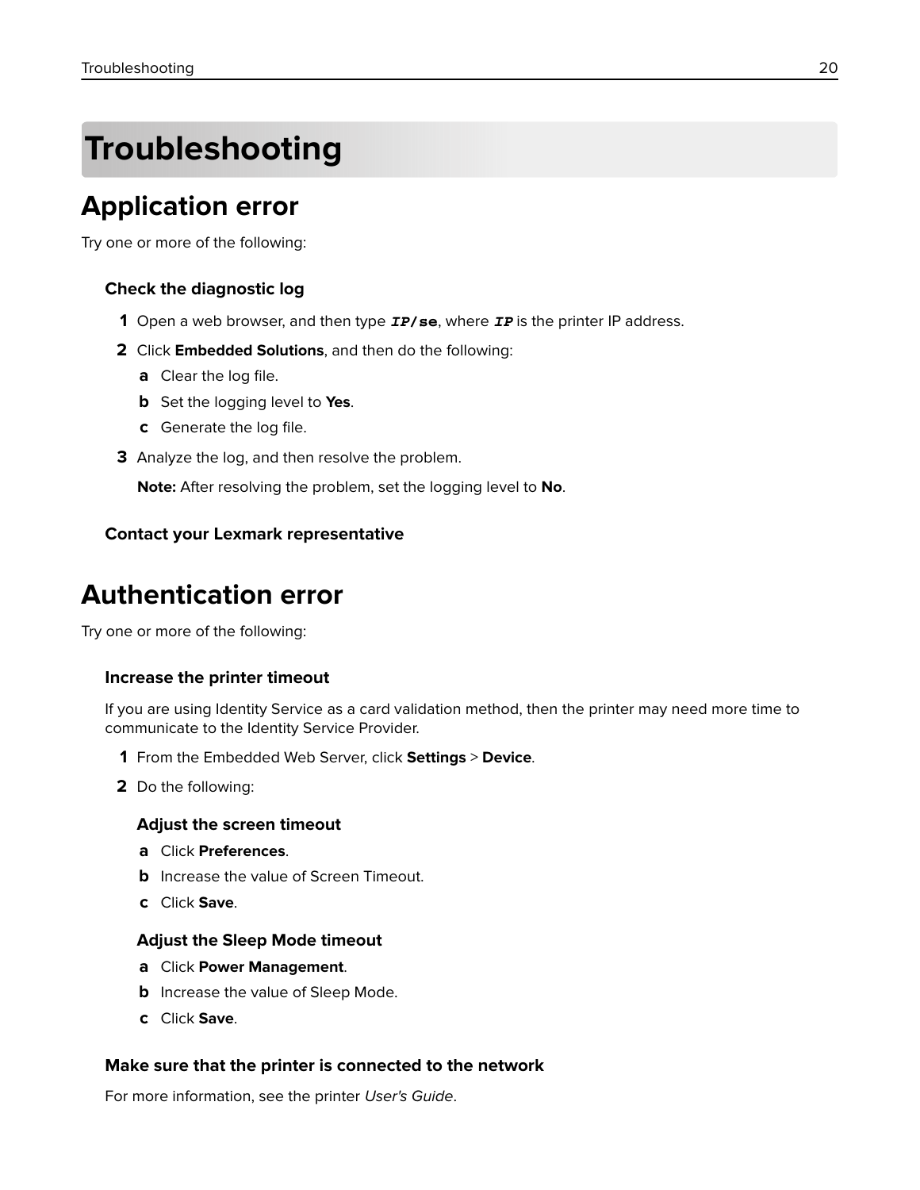# Troubleshooting

## Application error

Try one or more of the following:

### Check the diagnostic log

1. Open a web browser, and then type ***IP*/se**, where ***IP*** is the printer IP address.
2. Click **Embedded Solutions**, and then do the following:
   - a. Clear the log file.
   - b. Set the logging level to **Yes**.
   - c. Generate the log file.
3. Analyze the log, and then resolve the problem.

   **Note:** After resolving the problem, set the logging level to **No**.

### Contact your Lexmark representative

## Authentication error

Try one or more of the following:

### Increase the printer timeout

If you are using Identity Service as a card validation method, then the printer may need more time to communicate to the Identity Service Provider.

1. From the Embedded Web Server, click **Settings** > **Device**.
2. Do the following:

   **Adjust the screen timeout**

   - a. Click **Preferences**.
   - b. Increase the value of Screen Timeout.
   - c. Click **Save**.

   **Adjust the Sleep Mode timeout**

   - a. Click **Power Management**.
   - b. Increase the value of Sleep Mode.
   - c. Click **Save**.

### Make sure that the printer is connected to the network

For more information, see the printer *User's Guide*.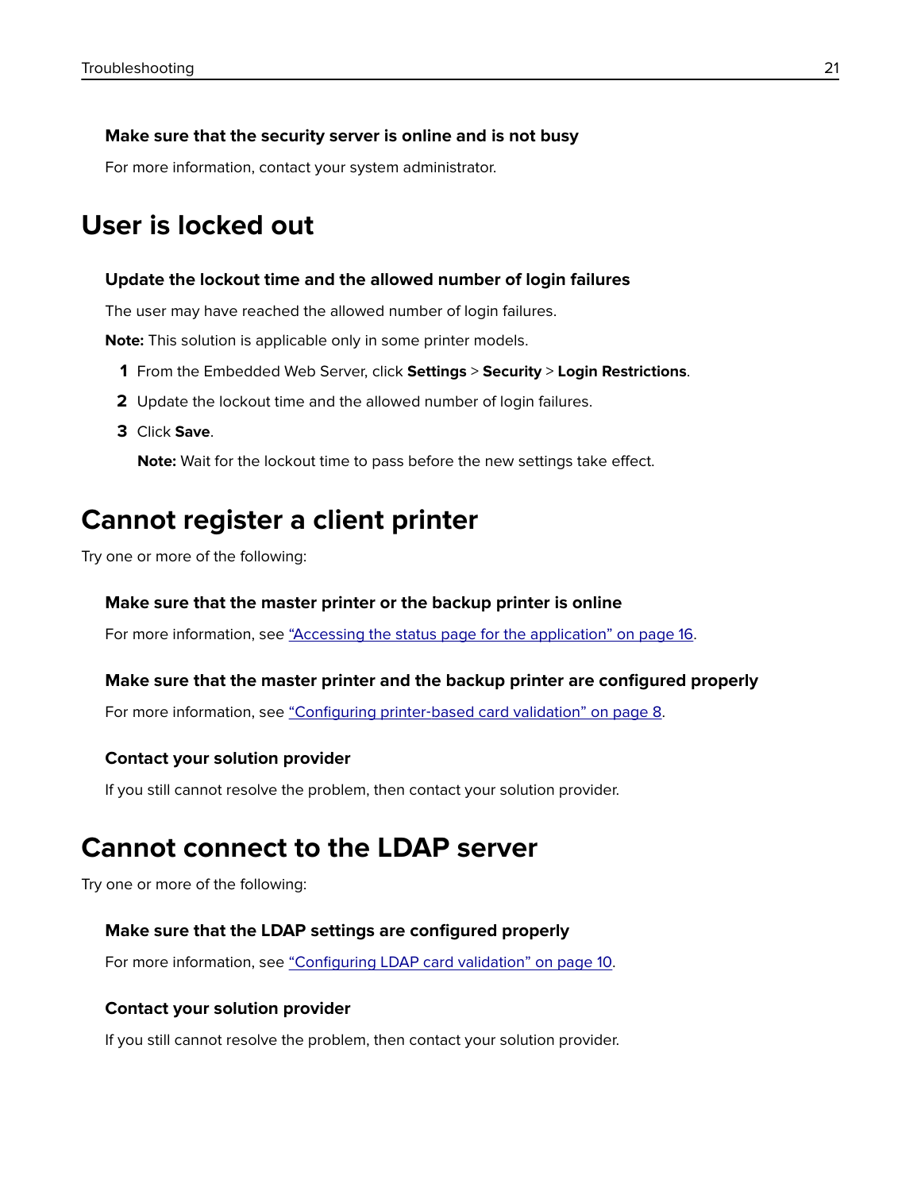### Make sure that the security server is online and is not busy

For more information, contact your system administrator.

## User is locked out

### Update the lockout time and the allowed number of login failures

The user may have reached the allowed number of login failures.

**Note:** This solution is applicable only in some printer models.

1. From the Embedded Web Server, click **Settings** > **Security** > **Login Restrictions**.
2. Update the lockout time and the allowed number of login failures.
3. Click **Save**.

   **Note:** Wait for the lockout time to pass before the new settings take effect.

## Cannot register a client printer

Try one or more of the following:

### Make sure that the master printer or the backup printer is online

For more information, see "Accessing the status page for the application" on page 16.

### Make sure that the master printer and the backup printer are configured properly

For more information, see "Configuring printer-based card validation" on page 8.

### Contact your solution provider

If you still cannot resolve the problem, then contact your solution provider.

## Cannot connect to the LDAP server

Try one or more of the following:

### Make sure that the LDAP settings are configured properly

For more information, see "Configuring LDAP card validation" on page 10.

### Contact your solution provider

If you still cannot resolve the problem, then contact your solution provider.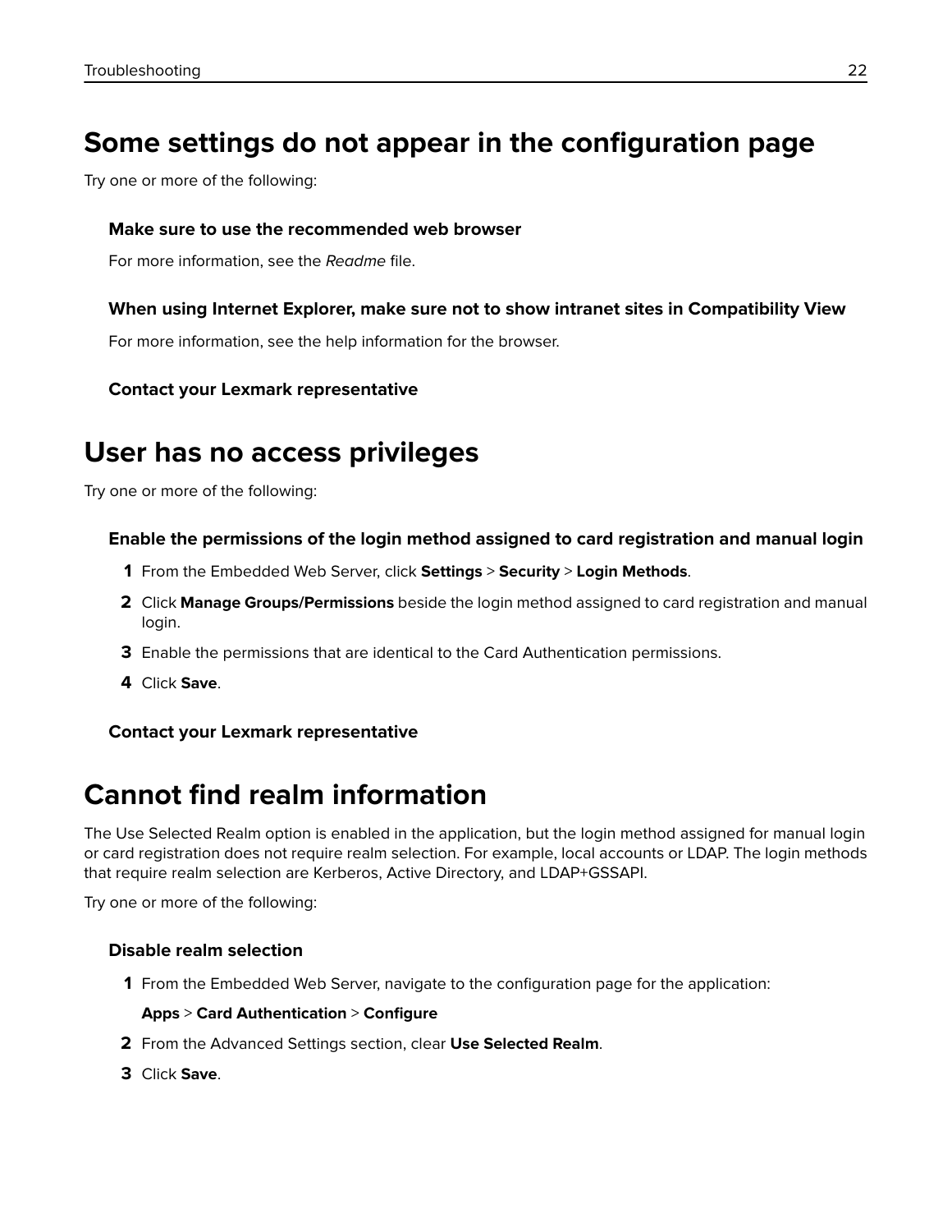## Some settings do not appear in the configuration page

Try one or more of the following:

### Make sure to use the recommended web browser

For more information, see the *Readme* file.

### When using Internet Explorer, make sure not to show intranet sites in Compatibility View

For more information, see the help information for the browser.

### Contact your Lexmark representative

## User has no access privileges

Try one or more of the following:

### Enable the permissions of the login method assigned to card registration and manual login

1. From the Embedded Web Server, click **Settings** > **Security** > **Login Methods**.
2. Click **Manage Groups/Permissions** beside the login method assigned to card registration and manual login.
3. Enable the permissions that are identical to the Card Authentication permissions.
4. Click **Save**.

### Contact your Lexmark representative

## Cannot find realm information

The Use Selected Realm option is enabled in the application, but the login method assigned for manual login or card registration does not require realm selection. For example, local accounts or LDAP. The login methods that require realm selection are Kerberos, Active Directory, and LDAP+GSSAPI.

Try one or more of the following:

### Disable realm selection

1. From the Embedded Web Server, navigate to the configuration page for the application:

   **Apps** > **Card Authentication** > **Configure**

2. From the Advanced Settings section, clear **Use Selected Realm**.
3. Click **Save**.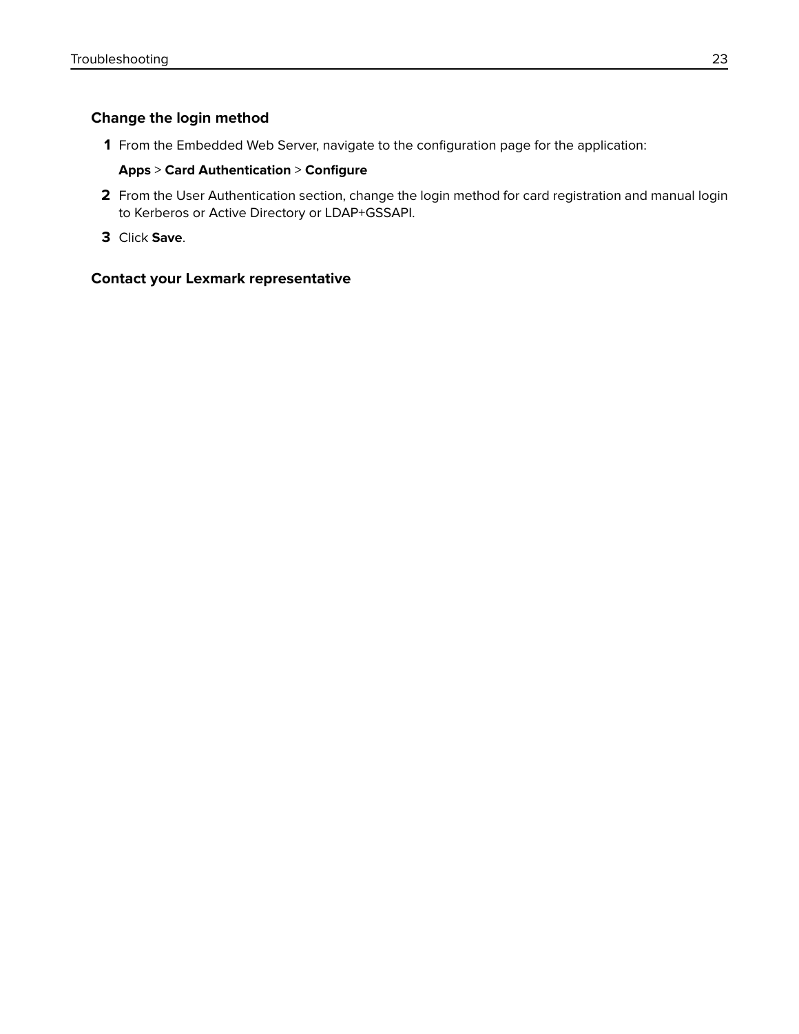### Change the login method

1. From the Embedded Web Server, navigate to the configuration page for the application:

   **Apps** > **Card Authentication** > **Configure**

2. From the User Authentication section, change the login method for card registration and manual login to Kerberos or Active Directory or LDAP+GSSAPI.
3. Click **Save**.

### Contact your Lexmark representative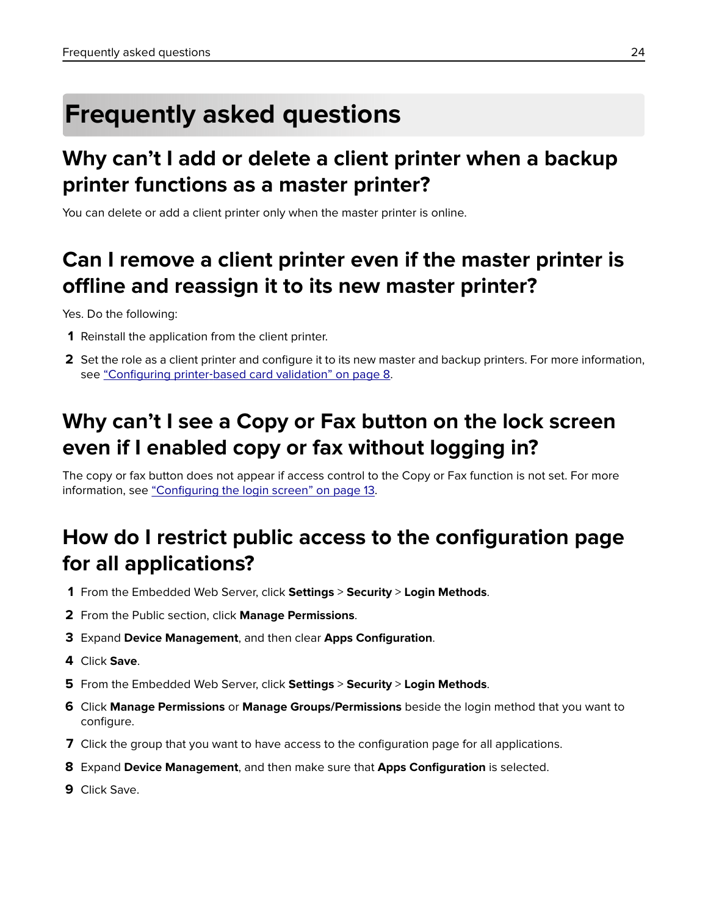# Frequently asked questions

## Why can’t I add or delete a client printer when a backup printer functions as a master printer?

You can delete or add a client printer only when the master printer is online.

## Can I remove a client printer even if the master printer is offline and reassign it to its new master printer?

Yes. Do the following:

1. Reinstall the application from the client printer.
2. Set the role as a client printer and configure it to its new master and backup printers. For more information, see “Configuring printer-based card validation” on page 8.

## Why can’t I see a Copy or Fax button on the lock screen even if I enabled copy or fax without logging in?

The copy or fax button does not appear if access control to the Copy or Fax function is not set. For more information, see “Configuring the login screen” on page 13.

## How do I restrict public access to the configuration page for all applications?

1. From the Embedded Web Server, click **Settings** > **Security** > **Login Methods**.
2. From the Public section, click **Manage Permissions**.
3. Expand **Device Management**, and then clear **Apps Configuration**.
4. Click **Save**.
5. From the Embedded Web Server, click **Settings** > **Security** > **Login Methods**.
6. Click **Manage Permissions** or **Manage Groups/Permissions** beside the login method that you want to configure.
7. Click the group that you want to have access to the configuration page for all applications.
8. Expand **Device Management**, and then make sure that **Apps Configuration** is selected.
9. Click Save.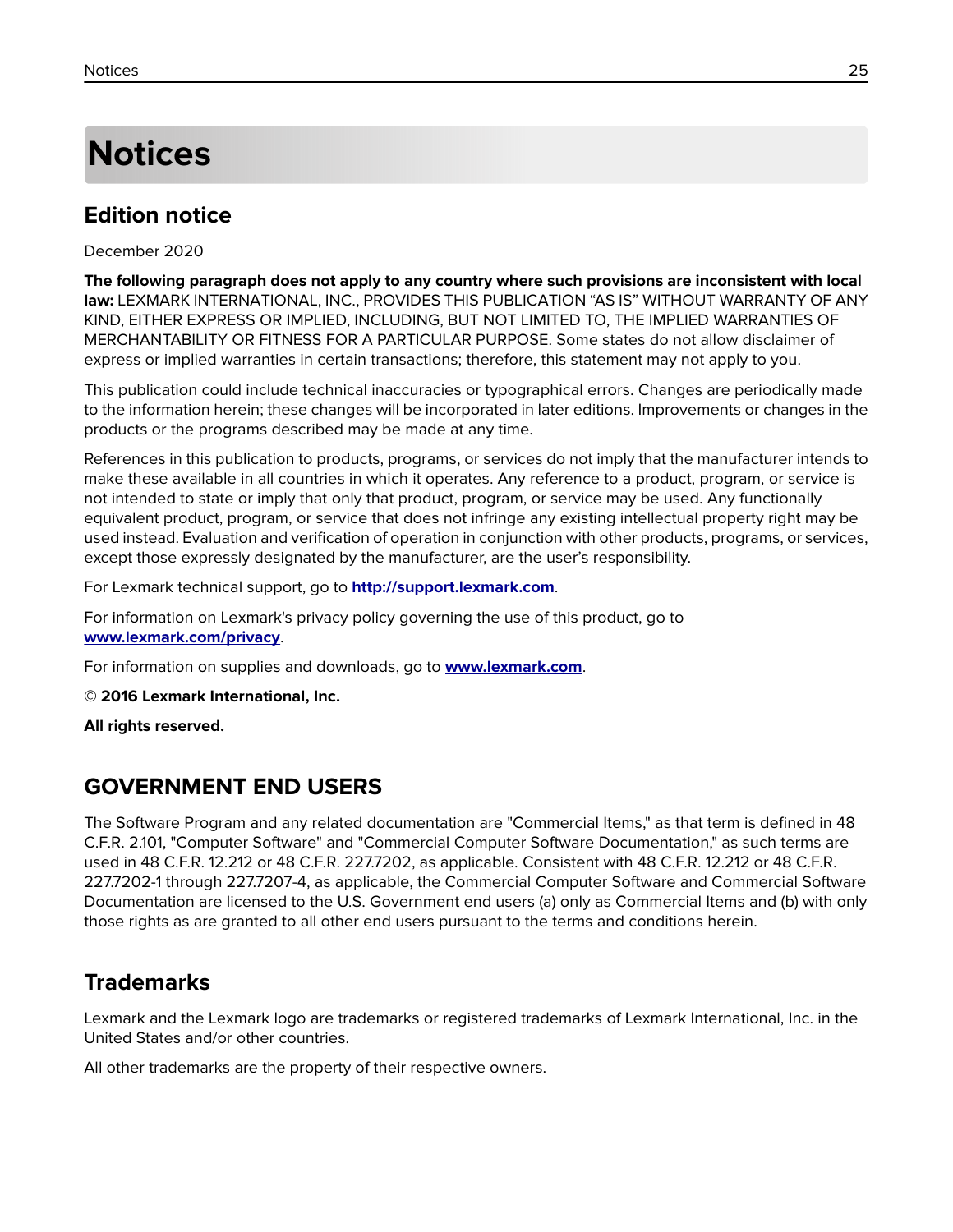# Notices

## Edition notice

December 2020

**The following paragraph does not apply to any country where such provisions are inconsistent with local law:** LEXMARK INTERNATIONAL, INC., PROVIDES THIS PUBLICATION "AS IS" WITHOUT WARRANTY OF ANY KIND, EITHER EXPRESS OR IMPLIED, INCLUDING, BUT NOT LIMITED TO, THE IMPLIED WARRANTIES OF MERCHANTABILITY OR FITNESS FOR A PARTICULAR PURPOSE. Some states do not allow disclaimer of express or implied warranties in certain transactions; therefore, this statement may not apply to you.

This publication could include technical inaccuracies or typographical errors. Changes are periodically made to the information herein; these changes will be incorporated in later editions. Improvements or changes in the products or the programs described may be made at any time.

References in this publication to products, programs, or services do not imply that the manufacturer intends to make these available in all countries in which it operates. Any reference to a product, program, or service is not intended to state or imply that only that product, program, or service may be used. Any functionally equivalent product, program, or service that does not infringe any existing intellectual property right may be used instead. Evaluation and verification of operation in conjunction with other products, programs, or services, except those expressly designated by the manufacturer, are the user's responsibility.

For Lexmark technical support, go to **http://support.lexmark.com**.

For information on Lexmark's privacy policy governing the use of this product, go to **www.lexmark.com/privacy**.

For information on supplies and downloads, go to **www.lexmark.com**.

© **2016 Lexmark International, Inc.**

**All rights reserved.**

## GOVERNMENT END USERS

The Software Program and any related documentation are "Commercial Items," as that term is defined in 48 C.F.R. 2.101, "Computer Software" and "Commercial Computer Software Documentation," as such terms are used in 48 C.F.R. 12.212 or 48 C.F.R. 227.7202, as applicable. Consistent with 48 C.F.R. 12.212 or 48 C.F.R. 227.7202-1 through 227.7207-4, as applicable, the Commercial Computer Software and Commercial Software Documentation are licensed to the U.S. Government end users (a) only as Commercial Items and (b) with only those rights as are granted to all other end users pursuant to the terms and conditions herein.

## Trademarks

Lexmark and the Lexmark logo are trademarks or registered trademarks of Lexmark International, Inc. in the United States and/or other countries.

All other trademarks are the property of their respective owners.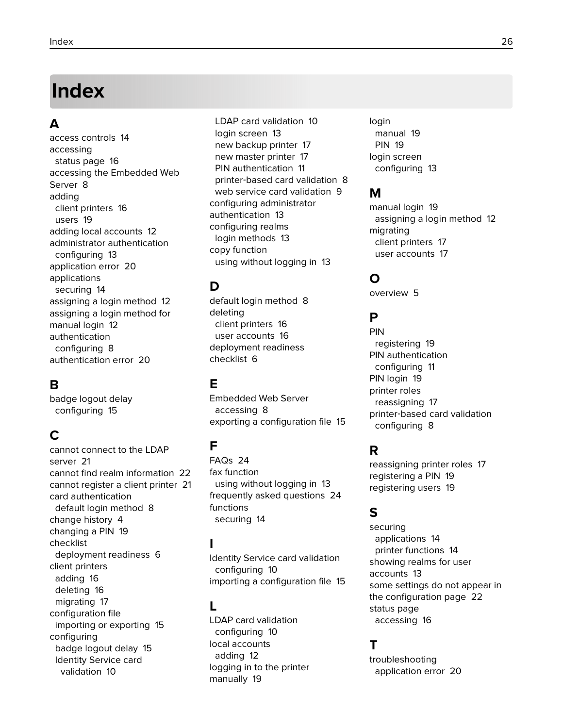# Index

## A

access controls 14
accessing
  status page 16
accessing the Embedded Web Server 8
adding
  client printers 16
  users 19
adding local accounts 12
administrator authentication
  configuring 13
application error 20
applications
  securing 14
assigning a login method 12
assigning a login method for manual login 12
authentication
  configuring 8
authentication error 20

## B

badge logout delay
  configuring 15

## C

cannot connect to the LDAP server 21
cannot find realm information 22
cannot register a client printer 21
card authentication
  default login method 8
change history 4
changing a PIN 19
checklist
  deployment readiness 6
client printers
  adding 16
  deleting 16
  migrating 17
configuration file
  importing or exporting 15
configuring
  badge logout delay 15
  Identity Service card validation 10
  LDAP card validation 10
  login screen 13
  new backup printer 17
  new master printer 17
  PIN authentication 11
  printer-based card validation 8
  web service card validation 9
configuring administrator authentication 13
configuring realms
  login methods 13
copy function
  using without logging in 13

## D

default login method 8
deleting
  client printers 16
  user accounts 16
deployment readiness checklist 6

## E

Embedded Web Server
  accessing 8
exporting a configuration file 15

## F

FAQs 24
fax function
  using without logging in 13
frequently asked questions 24
functions
  securing 14

## I

Identity Service card validation
  configuring 10
importing a configuration file 15

## L

LDAP card validation
  configuring 10
local accounts
  adding 12
logging in to the printer manually 19
login
  manual 19
  PIN 19
login screen
  configuring 13

## M

manual login 19
  assigning a login method 12
migrating
  client printers 17
  user accounts 17

## O

overview 5

## P

PIN
  registering 19
PIN authentication
  configuring 11
PIN login 19
printer roles
  reassigning 17
printer-based card validation
  configuring 8

## R

reassigning printer roles 17
registering a PIN 19
registering users 19

## S

securing
  applications 14
  printer functions 14
showing realms for user accounts 13
some settings do not appear in the configuration page 22
status page
  accessing 16

## T

troubleshooting
  application error 20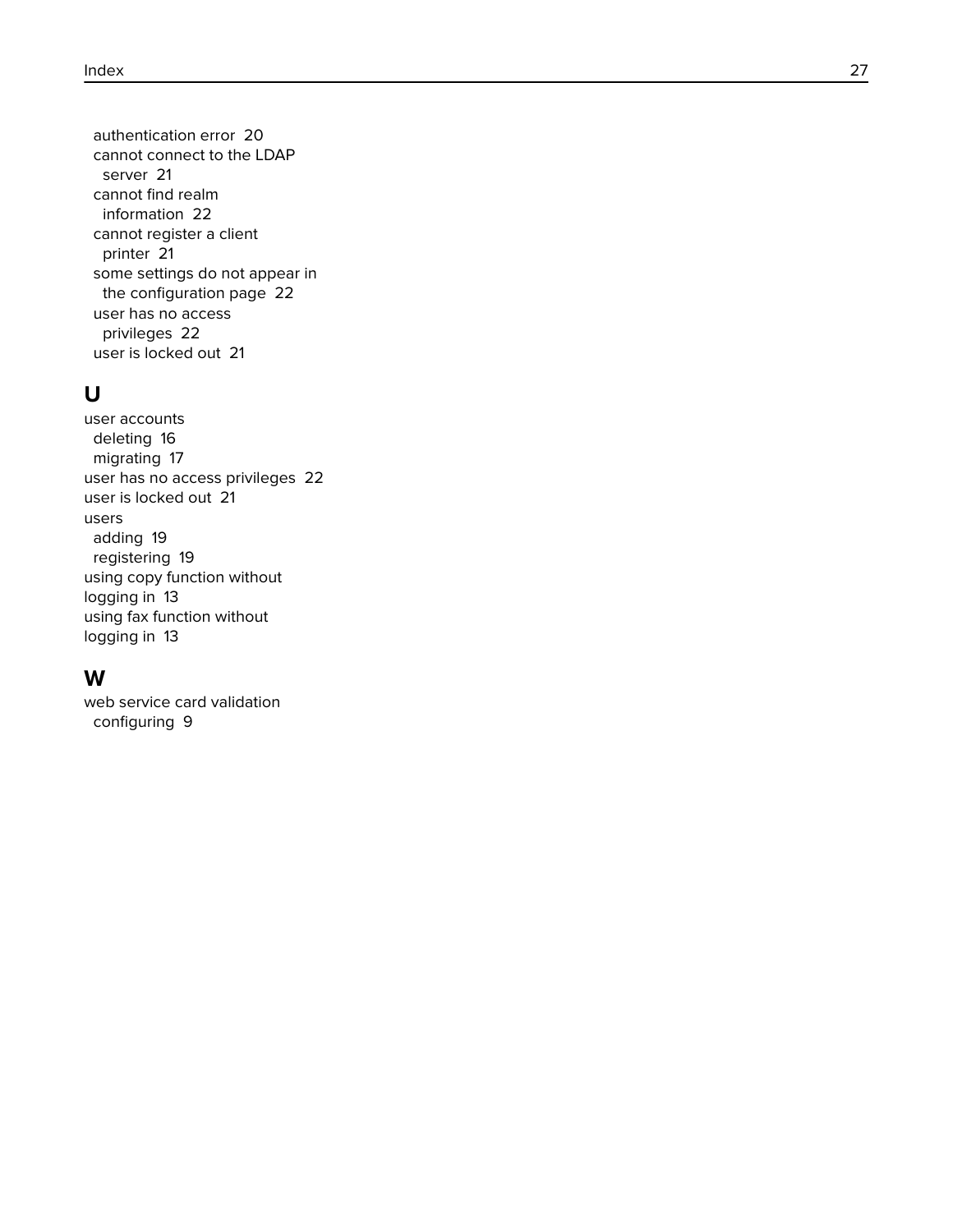authentication error 20
  cannot connect to the LDAP server 21
  cannot find realm information 22
  cannot register a client printer 21
  some settings do not appear in the configuration page 22
  user has no access privileges 22
  user is locked out 21

## U

user accounts
  deleting 16
  migrating 17
user has no access privileges 22
user is locked out 21
users
  adding 19
  registering 19
using copy function without logging in 13
using fax function without logging in 13

## W

web service card validation
  configuring 9